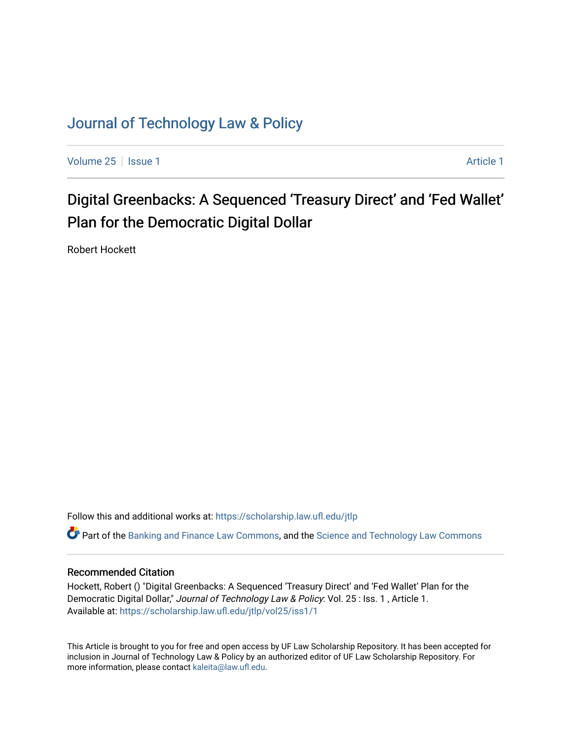# Journal of Technology Law & Policy

Volume 25 | Issue 1 | Article 1

## Digital Greenbacks: A Sequenced 'Treasury Direct' and 'Fed Wallet' Plan for the Democratic Digital Dollar

Robert Hockett

Follow this and additional works at: https://scholarship.law.ufl.edu/jtlp

Part of the Banking and Finance Law Commons, and the Science and Technology Law Commons

### Recommended Citation

Hockett, Robert () "Digital Greenbacks: A Sequenced 'Treasury Direct' and 'Fed Wallet' Plan for the Democratic Digital Dollar," *Journal of Technology Law & Policy*: Vol. 25 : Iss. 1 , Article 1.
Available at: https://scholarship.law.ufl.edu/jtlp/vol25/iss1/1

This Article is brought to you for free and open access by UF Law Scholarship Repository. It has been accepted for inclusion in Journal of Technology Law & Policy by an authorized editor of UF Law Scholarship Repository. For more information, please contact kaleita@law.ufl.edu.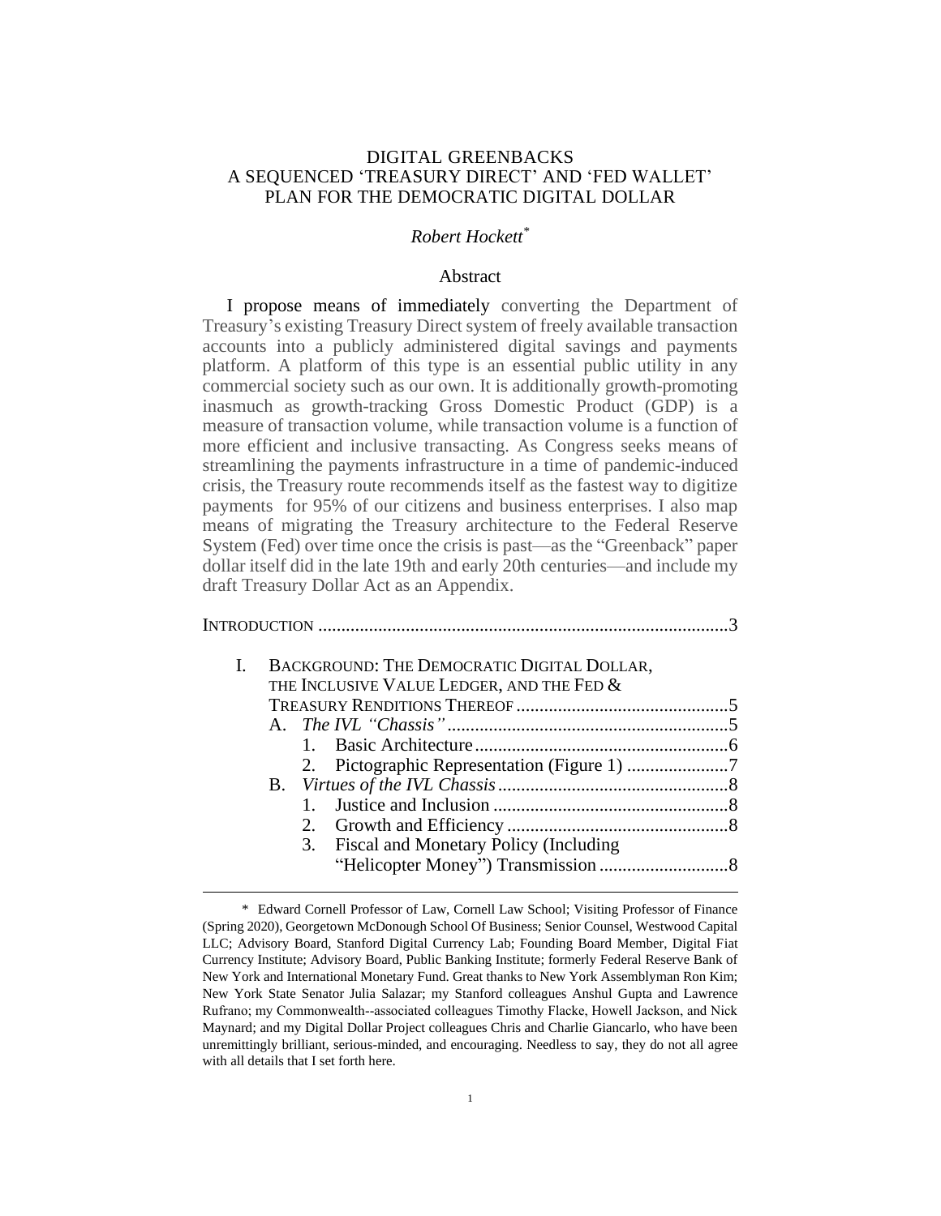# DIGITAL GREENBACKS
## A SEQUENCED 'TREASURY DIRECT' AND 'FED WALLET' PLAN FOR THE DEMOCRATIC DIGITAL DOLLAR

*Robert Hockett*[*]

### Abstract

I propose means of immediately converting the Department of Treasury's existing Treasury Direct system of freely available transaction accounts into a publicly administered digital savings and payments platform. A platform of this type is an essential public utility in any commercial society such as our own. It is additionally growth-promoting inasmuch as growth-tracking Gross Domestic Product (GDP) is a measure of transaction volume, while transaction volume is a function of more efficient and inclusive transacting. As Congress seeks means of streamlining the payments infrastructure in a time of pandemic-induced crisis, the Treasury route recommends itself as the fastest way to digitize payments for 95% of our citizens and business enterprises. I also map means of migrating the Treasury architecture to the Federal Reserve System (Fed) over time once the crisis is past—as the "Greenback" paper dollar itself did in the late 19th and early 20th centuries—and include my draft Treasury Dollar Act as an Appendix.

INTRODUCTION ........................................................................................3

I. BACKGROUND: THE DEMOCRATIC DIGITAL DOLLAR, THE INCLUSIVE VALUE LEDGER, AND THE FED & TREASURY RENDITIONS THEREOF ..............................................5
   A. *The IVL "Chassis"* .............................................................5
      1. Basic Architecture .......................................................6
      2. Pictographic Representation (Figure 1) ......................7
   B. *Virtues of the IVL Chassis* .................................................8
      1. Justice and Inclusion ...................................................8
      2. Growth and Efficiency ................................................8
      3. Fiscal and Monetary Policy (Including "Helicopter Money") Transmission ............................8

---

[*] Edward Cornell Professor of Law, Cornell Law School; Visiting Professor of Finance (Spring 2020), Georgetown McDonough School Of Business; Senior Counsel, Westwood Capital LLC; Advisory Board, Stanford Digital Currency Lab; Founding Board Member, Digital Fiat Currency Institute; Advisory Board, Public Banking Institute; formerly Federal Reserve Bank of New York and International Monetary Fund. Great thanks to New York Assemblyman Ron Kim; New York State Senator Julia Salazar; my Stanford colleagues Anshul Gupta and Lawrence Rufrano; my Commonwealth--associated colleagues Timothy Flacke, Howell Jackson, and Nick Maynard; and my Digital Dollar Project colleagues Chris and Charlie Giancarlo, who have been unremittingly brilliant, serious-minded, and encouraging. Needless to say, they do not all agree with all details that I set forth here.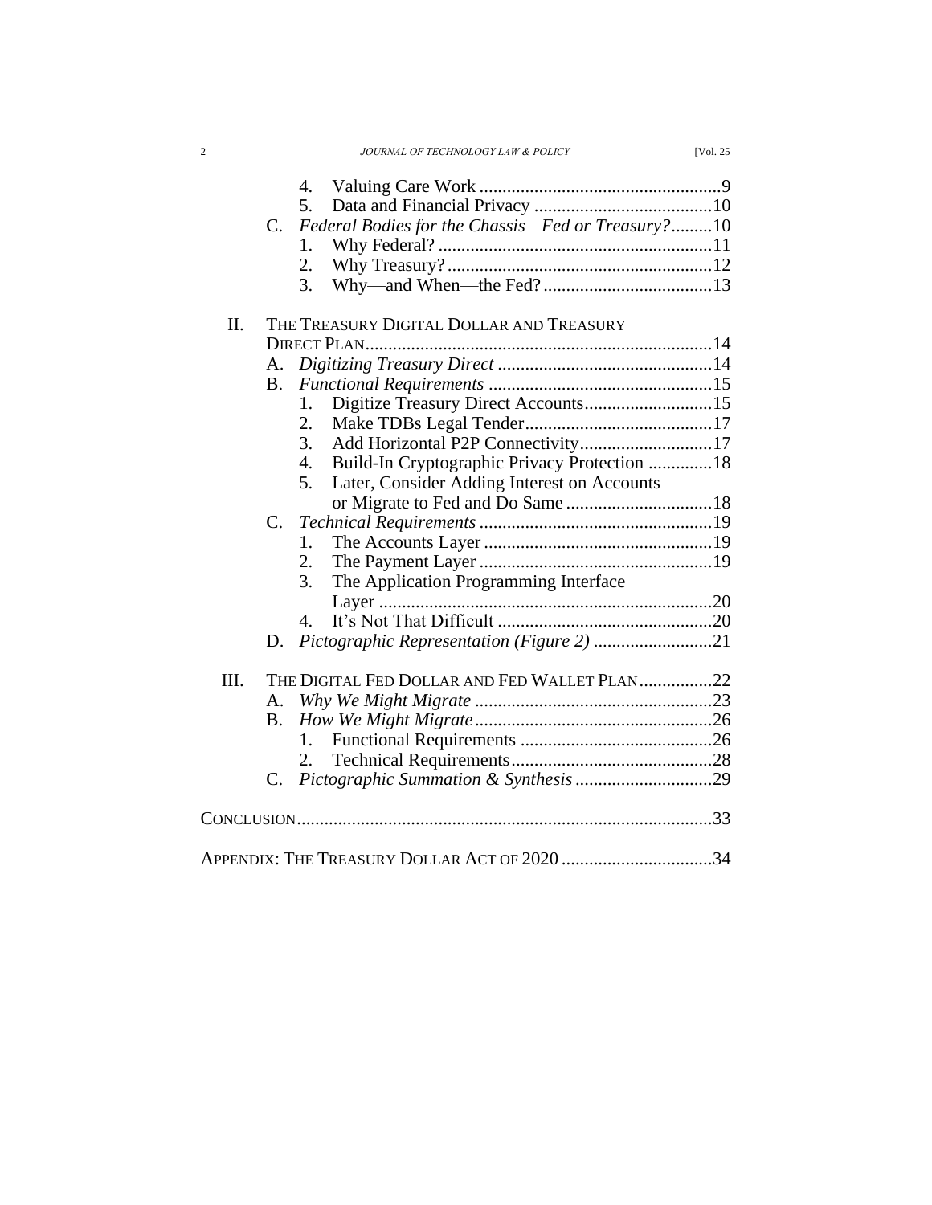4. Valuing Care Work ....................................................9
5. Data and Financial Privacy .......................................10

C. *Federal Bodies for the Chassis—Fed or Treasury?*.........10
1. Why Federal? ...........................................................11
2. Why Treasury? ..........................................................12
3. Why—and When—the Fed? ....................................13

II. THE TREASURY DIGITAL DOLLAR AND TREASURY DIRECT PLAN..........................................................................14

A. *Digitizing Treasury Direct* ...............................................14
B. *Functional Requirements* ................................................15
1. Digitize Treasury Direct Accounts............................15
2. Make TDBs Legal Tender.........................................17
3. Add Horizontal P2P Connectivity.............................17
4. Build-In Cryptographic Privacy Protection ..............18
5. Later, Consider Adding Interest on Accounts or Migrate to Fed and Do Same ................................18

C. *Technical Requirements* ..................................................19
1. The Accounts Layer ..................................................19
2. The Payment Layer ...................................................19
3. The Application Programming Interface Layer .........................................................................20
4. It's Not That Difficult ...............................................20

D. *Pictographic Representation (Figure 2)* ..........................21

III. THE DIGITAL FED DOLLAR AND FED WALLET PLAN................22

A. *Why We Might Migrate* ...................................................23
B. *How We Might Migrate*...................................................26
1. Functional Requirements ..........................................26
2. Technical Requirements............................................28

C. *Pictographic Summation & Synthesis* .............................29

CONCLUSION..........................................................................................33

APPENDIX: THE TREASURY DOLLAR ACT OF 2020 .................................34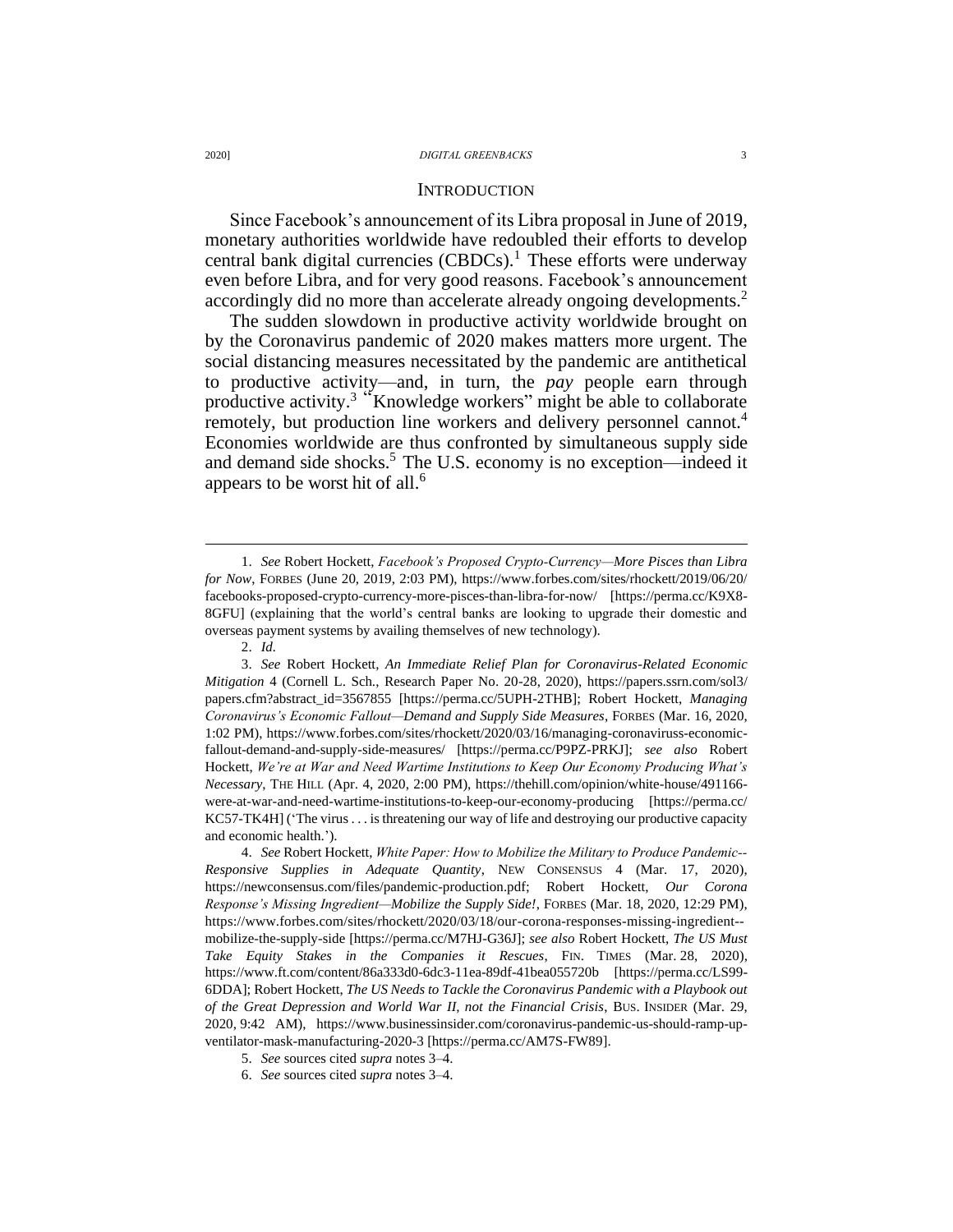## INTRODUCTION

Since Facebook's announcement of its Libra proposal in June of 2019, monetary authorities worldwide have redoubled their efforts to develop central bank digital currencies (CBDCs).[1] These efforts were underway even before Libra, and for very good reasons. Facebook's announcement accordingly did no more than accelerate already ongoing developments.[2]

The sudden slowdown in productive activity worldwide brought on by the Coronavirus pandemic of 2020 makes matters more urgent. The social distancing measures necessitated by the pandemic are antithetical to productive activity—and, in turn, the *pay* people earn through productive activity.[3] "Knowledge workers" might be able to collaborate remotely, but production line workers and delivery personnel cannot.[4] Economies worldwide are thus confronted by simultaneous supply side and demand side shocks.[5] The U.S. economy is no exception—indeed it appears to be worst hit of all.[6]

---

1. *See* Robert Hockett, *Facebook's Proposed Crypto-Currency—More Pisces than Libra for Now*, FORBES (June 20, 2019, 2:03 PM), https://www.forbes.com/sites/rhockett/2019/06/20/facebooks-proposed-crypto-currency-more-pisces-than-libra-for-now/ [https://perma.cc/K9X8-8GFU] (explaining that the world's central banks are looking to upgrade their domestic and overseas payment systems by availing themselves of new technology).

2. *Id.*

3. *See* Robert Hockett, *An Immediate Relief Plan for Coronavirus-Related Economic Mitigation* 4 (Cornell L. Sch., Research Paper No. 20-28, 2020), https://papers.ssrn.com/sol3/papers.cfm?abstract_id=3567855 [https://perma.cc/5UPH-2THB]; Robert Hockett, *Managing Coronavirus's Economic Fallout—Demand and Supply Side Measures*, FORBES (Mar. 16, 2020, 1:02 PM), https://www.forbes.com/sites/rhockett/2020/03/16/managing-coronaviruss-economic-fallout-demand-and-supply-side-measures/ [https://perma.cc/P9PZ-PRKJ]; *see also* Robert Hockett, *We're at War and Need Wartime Institutions to Keep Our Economy Producing What's Necessary*, THE HILL (Apr. 4, 2020, 2:00 PM), https://thehill.com/opinion/white-house/491166-were-at-war-and-need-wartime-institutions-to-keep-our-economy-producing [https://perma.cc/KC57-TK4H] ('The virus . . . is threatening our way of life and destroying our productive capacity and economic health.').

4. *See* Robert Hockett, *White Paper: How to Mobilize the Military to Produce Pandemic--Responsive Supplies in Adequate Quantity*, NEW CONSENSUS 4 (Mar. 17, 2020), https://newconsensus.com/files/pandemic-production.pdf; Robert Hockett, *Our Corona Response's Missing Ingredient—Mobilize the Supply Side!*, FORBES (Mar. 18, 2020, 12:29 PM), https://www.forbes.com/sites/rhockett/2020/03/18/our-corona-responses-missing-ingredient--mobilize-the-supply-side [https://perma.cc/M7HJ-G36J]; *see also* Robert Hockett, *The US Must Take Equity Stakes in the Companies it Rescues*, FIN. TIMES (Mar. 28, 2020), https://www.ft.com/content/86a333d0-6dc3-11ea-89df-41bea055720b [https://perma.cc/LS99-6DDA]; Robert Hockett, *The US Needs to Tackle the Coronavirus Pandemic with a Playbook out of the Great Depression and World War II, not the Financial Crisis*, BUS. INSIDER (Mar. 29, 2020, 9:42 AM), https://www.businessinsider.com/coronavirus-pandemic-us-should-ramp-up-ventilator-mask-manufacturing-2020-3 [https://perma.cc/AM7S-FW89].

5. *See* sources cited *supra* notes 3–4.

6. *See* sources cited *supra* notes 3–4.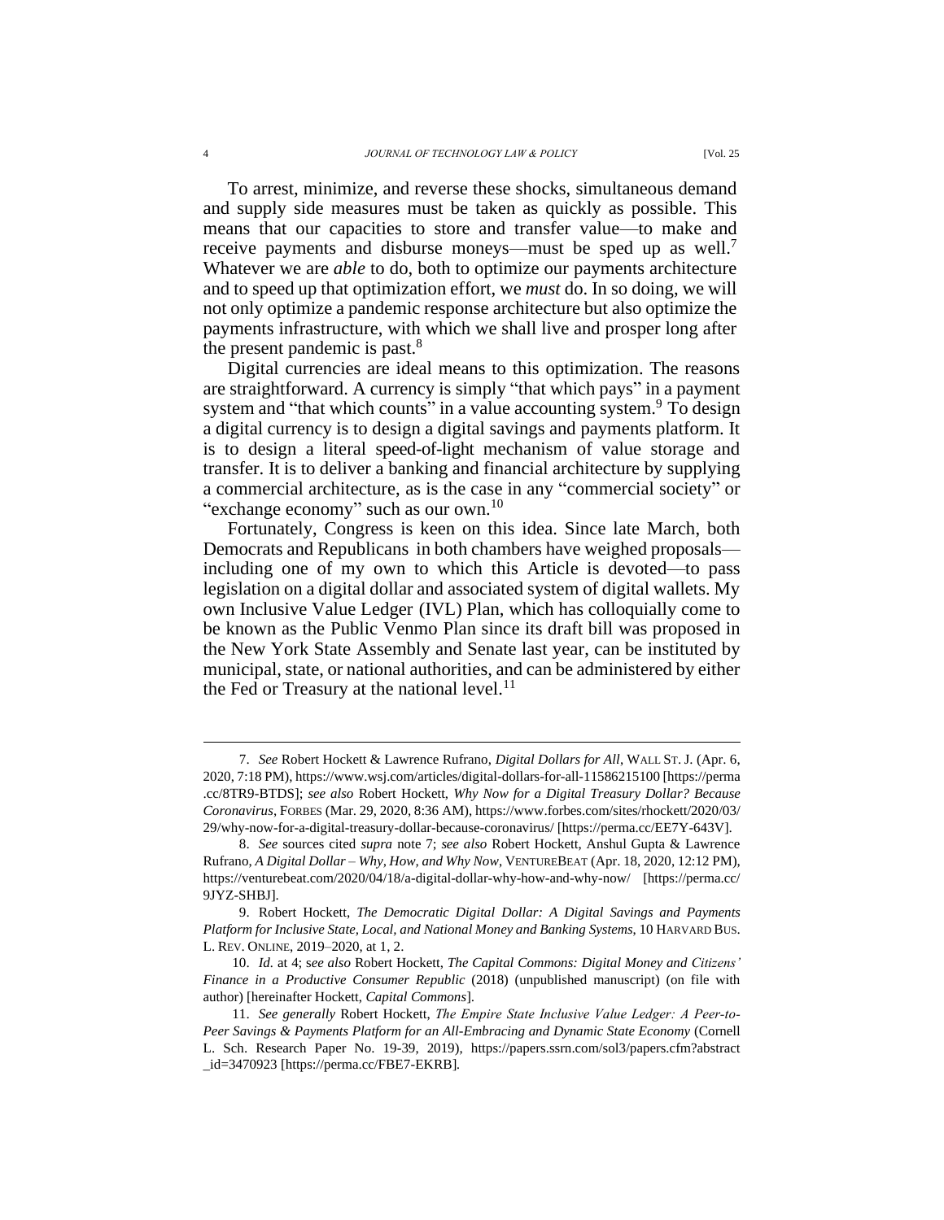To arrest, minimize, and reverse these shocks, simultaneous demand and supply side measures must be taken as quickly as possible. This means that our capacities to store and transfer value—to make and receive payments and disburse moneys—must be sped up as well.[7] Whatever we are *able* to do, both to optimize our payments architecture and to speed up that optimization effort, we *must* do. In so doing, we will not only optimize a pandemic response architecture but also optimize the payments infrastructure, with which we shall live and prosper long after the present pandemic is past.[8]

Digital currencies are ideal means to this optimization. The reasons are straightforward. A currency is simply "that which pays" in a payment system and "that which counts" in a value accounting system.[9] To design a digital currency is to design a digital savings and payments platform. It is to design a literal speed-of-light mechanism of value storage and transfer. It is to deliver a banking and financial architecture by supplying a commercial architecture, as is the case in any "commercial society" or "exchange economy" such as our own.[10]

Fortunately, Congress is keen on this idea. Since late March, both Democrats and Republicans in both chambers have weighed proposals—including one of my own to which this Article is devoted—to pass legislation on a digital dollar and associated system of digital wallets. My own Inclusive Value Ledger (IVL) Plan, which has colloquially come to be known as the Public Venmo Plan since its draft bill was proposed in the New York State Assembly and Senate last year, can be instituted by municipal, state, or national authorities, and can be administered by either the Fed or Treasury at the national level.[11]

---

7. *See* Robert Hockett & Lawrence Rufrano, *Digital Dollars for All*, WALL ST. J. (Apr. 6, 2020, 7:18 PM), https://www.wsj.com/articles/digital-dollars-for-all-11586215100 [https://perma.cc/8TR9-BTDS]; *see also* Robert Hockett, *Why Now for a Digital Treasury Dollar? Because Coronavirus*, FORBES (Mar. 29, 2020, 8:36 AM), https://www.forbes.com/sites/rhockett/2020/03/29/why-now-for-a-digital-treasury-dollar-because-coronavirus/ [https://perma.cc/EE7Y-643V].

8. *See* sources cited *supra* note 7; *see also* Robert Hockett, Anshul Gupta & Lawrence Rufrano, *A Digital Dollar – Why, How, and Why Now*, VENTUREBEAT (Apr. 18, 2020, 12:12 PM), https://venturebeat.com/2020/04/18/a-digital-dollar-why-how-and-why-now/ [https://perma.cc/9JYZ-SHBJ].

9. Robert Hockett, *The Democratic Digital Dollar: A Digital Savings and Payments Platform for Inclusive State, Local, and National Money and Banking Systems*, 10 HARVARD BUS. L. REV. ONLINE, 2019–2020, at 1, 2.

10. *Id.* at 4; *see also* Robert Hockett, *The Capital Commons: Digital Money and Citizens' Finance in a Productive Consumer Republic* (2018) (unpublished manuscript) (on file with author) [hereinafter Hockett, *Capital Commons*].

11. *See generally* Robert Hockett, *The Empire State Inclusive Value Ledger: A Peer-to-Peer Savings & Payments Platform for an All-Embracing and Dynamic State Economy* (Cornell L. Sch. Research Paper No. 19-39, 2019), https://papers.ssrn.com/sol3/papers.cfm?abstract_id=3470923 [https://perma.cc/FBE7-EKRB].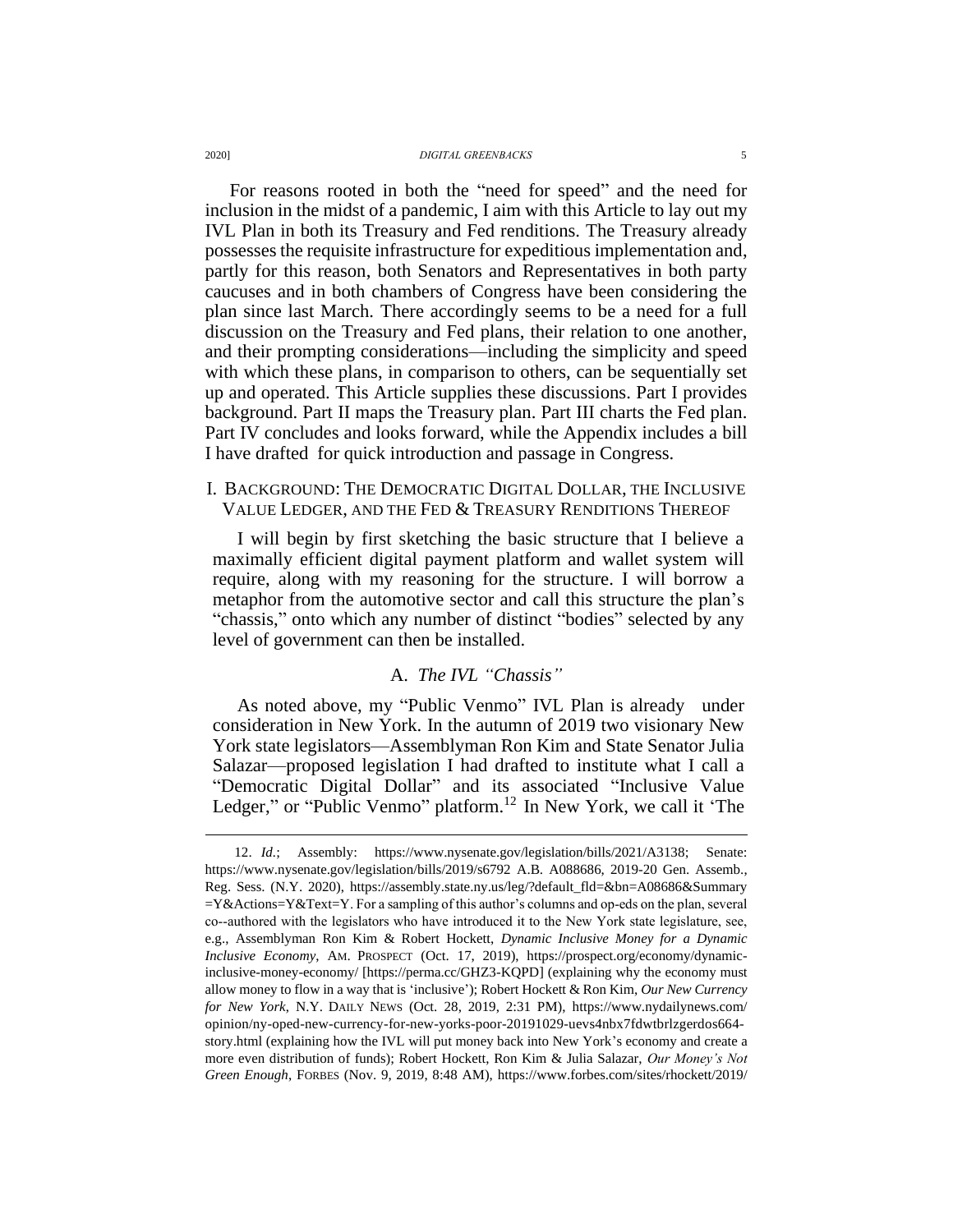For reasons rooted in both the "need for speed" and the need for inclusion in the midst of a pandemic, I aim with this Article to lay out my IVL Plan in both its Treasury and Fed renditions. The Treasury already possesses the requisite infrastructure for expeditious implementation and, partly for this reason, both Senators and Representatives in both party caucuses and in both chambers of Congress have been considering the plan since last March. There accordingly seems to be a need for a full discussion on the Treasury and Fed plans, their relation to one another, and their prompting considerations—including the simplicity and speed with which these plans, in comparison to others, can be sequentially set up and operated. This Article supplies these discussions. Part I provides background. Part II maps the Treasury plan. Part III charts the Fed plan. Part IV concludes and looks forward, while the Appendix includes a bill I have drafted for quick introduction and passage in Congress.

## I. BACKGROUND: THE DEMOCRATIC DIGITAL DOLLAR, THE INCLUSIVE VALUE LEDGER, AND THE FED & TREASURY RENDITIONS THEREOF

I will begin by first sketching the basic structure that I believe a maximally efficient digital payment platform and wallet system will require, along with my reasoning for the structure. I will borrow a metaphor from the automotive sector and call this structure the plan's "chassis," onto which any number of distinct "bodies" selected by any level of government can then be installed.

### A. *The IVL "Chassis"*

As noted above, my "Public Venmo" IVL Plan is already under consideration in New York. In the autumn of 2019 two visionary New York state legislators—Assemblyman Ron Kim and State Senator Julia Salazar—proposed legislation I had drafted to institute what I call a "Democratic Digital Dollar" and its associated "Inclusive Value Ledger," or "Public Venmo" platform.[12] In New York, we call it 'The

---

12. *Id.*; Assembly: https://www.nysenate.gov/legislation/bills/2021/A3138; Senate: https://www.nysenate.gov/legislation/bills/2019/s6792 A.B. A088686, 2019-20 Gen. Assemb., Reg. Sess. (N.Y. 2020), https://assembly.state.ny.us/leg/?default_fld=&bn=A08686&Summary=Y&Actions=Y&Text=Y. For a sampling of this author's columns and op-eds on the plan, several co--authored with the legislators who have introduced it to the New York state legislature, see, e.g., Assemblyman Ron Kim & Robert Hockett, *Dynamic Inclusive Money for a Dynamic Inclusive Economy*, AM. PROSPECT (Oct. 17, 2019), https://prospect.org/economy/dynamic-inclusive-money-economy/ [https://perma.cc/GHZ3-KQPD] (explaining why the economy must allow money to flow in a way that is 'inclusive'); Robert Hockett & Ron Kim, *Our New Currency for New York*, N.Y. DAILY NEWS (Oct. 28, 2019, 2:31 PM), https://www.nydailynews.com/opinion/ny-oped-new-currency-for-new-yorks-poor-20191029-uevs4nbx7fdwtbrlzgerdos664-story.html (explaining how the IVL will put money back into New York's economy and create a more even distribution of funds); Robert Hockett, Ron Kim & Julia Salazar, *Our Money's Not Green Enough*, FORBES (Nov. 9, 2019, 8:48 AM), https://www.forbes.com/sites/rhockett/2019/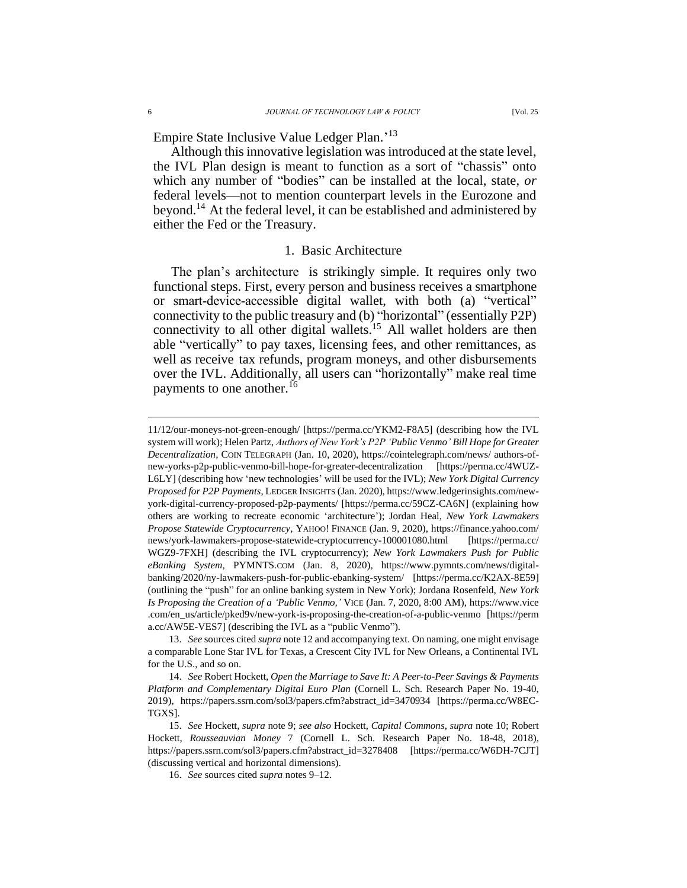Empire State Inclusive Value Ledger Plan.'[13]

Although this innovative legislation was introduced at the state level, the IVL Plan design is meant to function as a sort of "chassis" onto which any number of "bodies" can be installed at the local, state, *or* federal levels—not to mention counterpart levels in the Eurozone and beyond.[14] At the federal level, it can be established and administered by either the Fed or the Treasury.

### 1. Basic Architecture

The plan's architecture is strikingly simple. It requires only two functional steps. First, every person and business receives a smartphone or smart-device-accessible digital wallet, with both (a) "vertical" connectivity to the public treasury and (b) "horizontal" (essentially P2P) connectivity to all other digital wallets.[15] All wallet holders are then able "vertically" to pay taxes, licensing fees, and other remittances, as well as receive tax refunds, program moneys, and other disbursements over the IVL. Additionally, all users can "horizontally" make real time payments to one another.[16]

---

11/12/our-moneys-not-green-enough/ [https://perma.cc/YKM2-F8A5] (describing how the IVL system will work); Helen Partz, *Authors of New York's P2P 'Public Venmo' Bill Hope for Greater Decentralization*, COIN TELEGRAPH (Jan. 10, 2020), https://cointelegraph.com/news/ authors-of-new-yorks-p2p-public-venmo-bill-hope-for-greater-decentralization [https://perma.cc/4WUZ-L6LY] (describing how 'new technologies' will be used for the IVL); *New York Digital Currency Proposed for P2P Payments*, LEDGER INSIGHTS (Jan. 2020), https://www.ledgerinsights.com/new-york-digital-currency-proposed-p2p-payments/ [https://perma.cc/59CZ-CA6N] (explaining how others are working to recreate economic 'architecture'); Jordan Heal, *New York Lawmakers Propose Statewide Cryptocurrency*, YAHOO! FINANCE (Jan. 9, 2020), https://finance.yahoo.com/ news/york-lawmakers-propose-statewide-cryptocurrency-100001080.html [https://perma.cc/ WGZ9-7FXH] (describing the IVL cryptocurrency); *New York Lawmakers Push for Public eBanking System*, PYMNTS.COM (Jan. 8, 2020), https://www.pymnts.com/news/digital-banking/2020/ny-lawmakers-push-for-public-ebanking-system/ [https://perma.cc/K2AX-8E59] (outlining the "push" for an online banking system in New York); Jordana Rosenfeld, *New York Is Proposing the Creation of a 'Public Venmo,'* VICE (Jan. 7, 2020, 8:00 AM), https://www.vice .com/en_us/article/pked9v/new-york-is-proposing-the-creation-of-a-public-venmo [https://perm a.cc/AW5E-VES7] (describing the IVL as a "public Venmo").

13. *See* sources cited *supra* note 12 and accompanying text. On naming, one might envisage a comparable Lone Star IVL for Texas, a Crescent City IVL for New Orleans, a Continental IVL for the U.S., and so on.

14. *See* Robert Hockett, *Open the Marriage to Save It: A Peer-to-Peer Savings & Payments Platform and Complementary Digital Euro Plan* (Cornell L. Sch. Research Paper No. 19-40, 2019), https://papers.ssrn.com/sol3/papers.cfm?abstract_id=3470934 [https://perma.cc/W8EC-TGXS].

15. *See* Hockett, *supra* note 9; *see also* Hockett, *Capital Commons*, *supra* note 10; Robert Hockett, *Rousseauvian Money* 7 (Cornell L. Sch. Research Paper No. 18-48, 2018), https://papers.ssrn.com/sol3/papers.cfm?abstract_id=3278408 [https://perma.cc/W6DH-7CJT] (discussing vertical and horizontal dimensions).

16. *See* sources cited *supra* notes 9–12.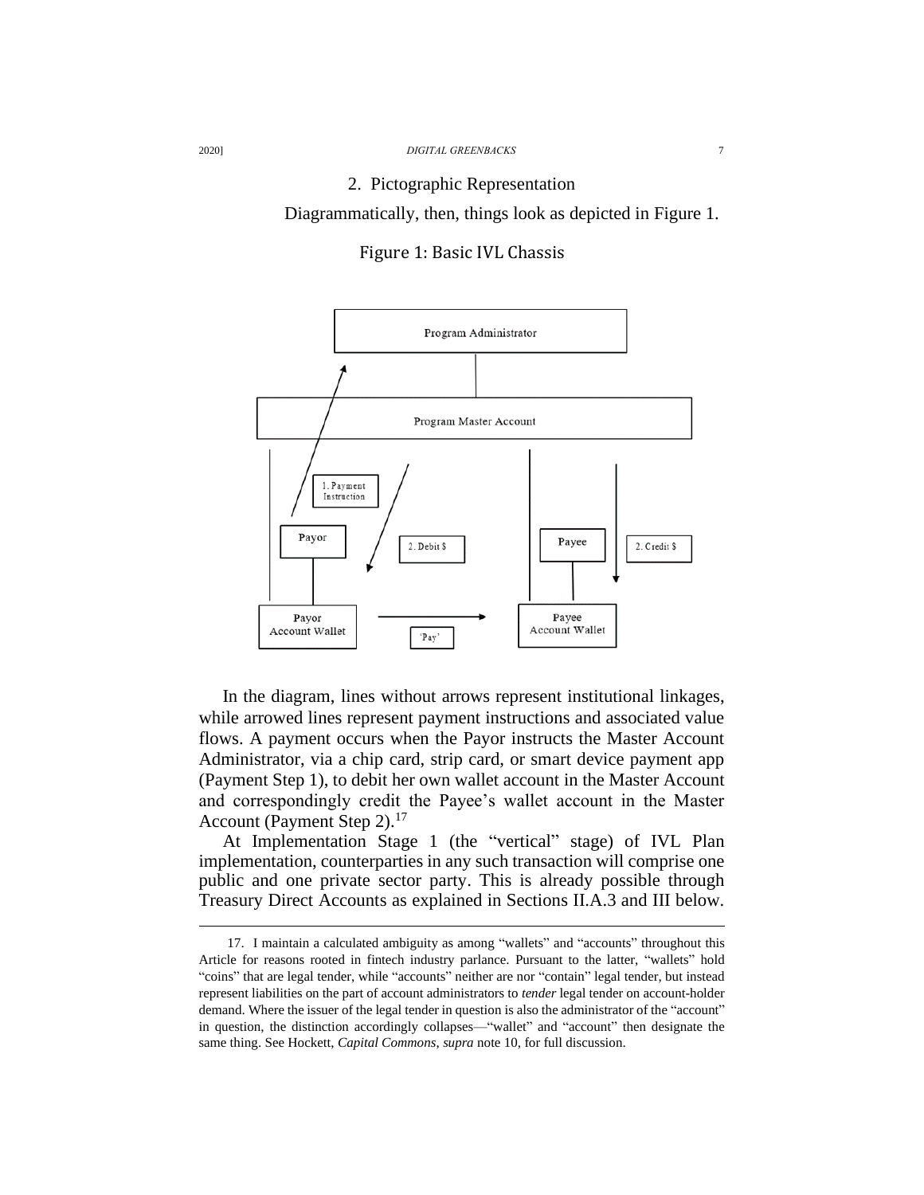### 2. Pictographic Representation

Diagrammatically, then, things look as depicted in Figure 1.

Figure 1: Basic IVL Chassis

In the diagram, lines without arrows represent institutional linkages, while arrowed lines represent payment instructions and associated value flows. A payment occurs when the Payor instructs the Master Account Administrator, via a chip card, strip card, or smart device payment app (Payment Step 1), to debit her own wallet account in the Master Account and correspondingly credit the Payee's wallet account in the Master Account (Payment Step 2).[17]

At Implementation Stage 1 (the "vertical" stage) of IVL Plan implementation, counterparties in any such transaction will comprise one public and one private sector party. This is already possible through Treasury Direct Accounts as explained in Sections II.A.3 and III below.

---

17. I maintain a calculated ambiguity as among "wallets" and "accounts" throughout this Article for reasons rooted in fintech industry parlance. Pursuant to the latter, "wallets" hold "coins" that are legal tender, while "accounts" neither are nor "contain" legal tender, but instead represent liabilities on the part of account administrators to *tender* legal tender on account-holder demand. Where the issuer of the legal tender in question is also the administrator of the "account" in question, the distinction accordingly collapses—"wallet" and "account" then designate the same thing. See Hockett, *Capital Commons*, *supra* note 10, for full discussion.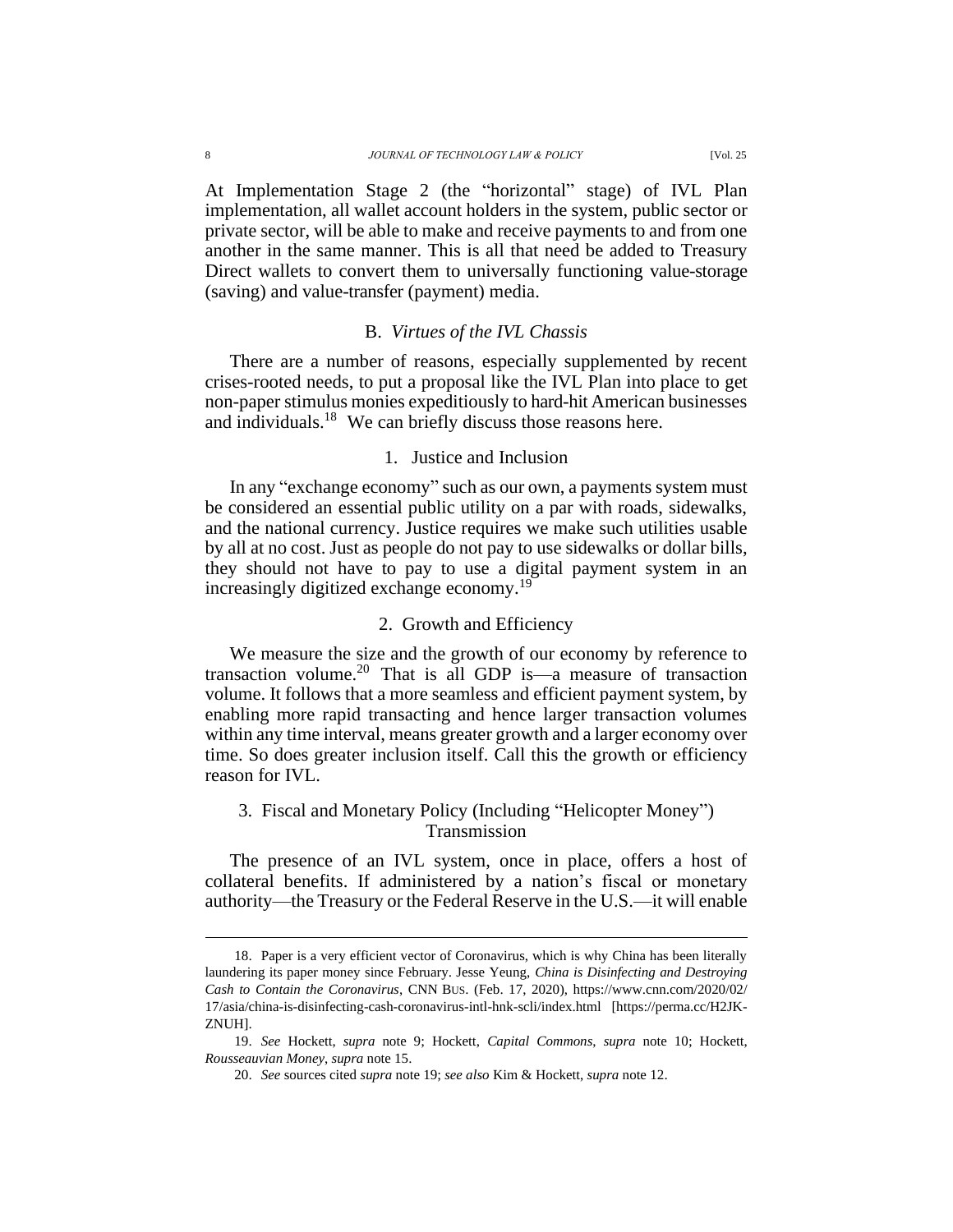At Implementation Stage 2 (the "horizontal" stage) of IVL Plan implementation, all wallet account holders in the system, public sector or private sector, will be able to make and receive payments to and from one another in the same manner. This is all that need be added to Treasury Direct wallets to convert them to universally functioning value-storage (saving) and value-transfer (payment) media.

### B. *Virtues of the IVL Chassis*

There are a number of reasons, especially supplemented by recent crises-rooted needs, to put a proposal like the IVL Plan into place to get non-paper stimulus monies expeditiously to hard-hit American businesses and individuals.[18] We can briefly discuss those reasons here.

#### 1. Justice and Inclusion

In any "exchange economy" such as our own, a payments system must be considered an essential public utility on a par with roads, sidewalks, and the national currency. Justice requires we make such utilities usable by all at no cost. Just as people do not pay to use sidewalks or dollar bills, they should not have to pay to use a digital payment system in an increasingly digitized exchange economy.[19]

#### 2. Growth and Efficiency

We measure the size and the growth of our economy by reference to transaction volume.[20] That is all GDP is—a measure of transaction volume. It follows that a more seamless and efficient payment system, by enabling more rapid transacting and hence larger transaction volumes within any time interval, means greater growth and a larger economy over time. So does greater inclusion itself. Call this the growth or efficiency reason for IVL.

#### 3. Fiscal and Monetary Policy (Including "Helicopter Money") Transmission

The presence of an IVL system, once in place, offers a host of collateral benefits. If administered by a nation's fiscal or monetary authority—the Treasury or the Federal Reserve in the U.S.—it will enable

---

18. Paper is a very efficient vector of Coronavirus, which is why China has been literally laundering its paper money since February. Jesse Yeung, *China is Disinfecting and Destroying Cash to Contain the Coronavirus*, CNN BUS. (Feb. 17, 2020), https://www.cnn.com/2020/02/17/asia/china-is-disinfecting-cash-coronavirus-intl-hnk-scli/index.html [https://perma.cc/H2JK-ZNUH].

19. *See* Hockett, *supra* note 9; Hockett, *Capital Commons*, *supra* note 10; Hockett, *Rousseauvian Money*, *supra* note 15.

20. *See* sources cited *supra* note 19; *see also* Kim & Hockett, *supra* note 12.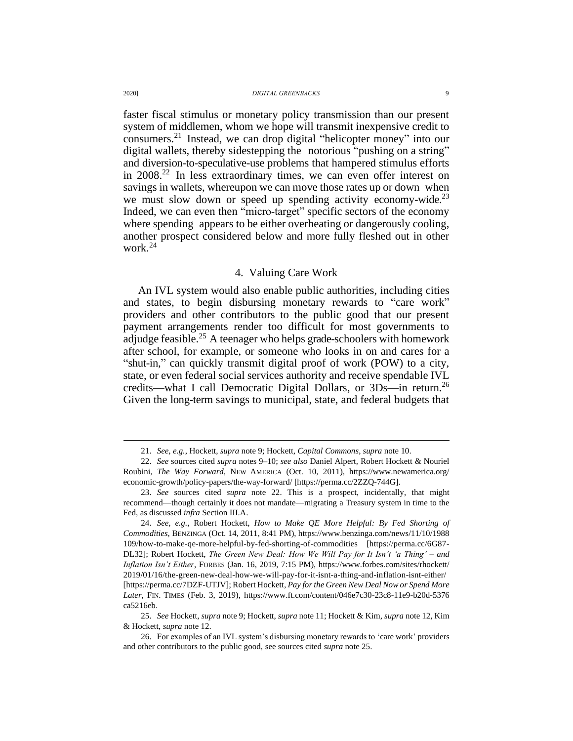faster fiscal stimulus or monetary policy transmission than our present system of middlemen, whom we hope will transmit inexpensive credit to consumers.[21] Instead, we can drop digital "helicopter money" into our digital wallets, thereby sidestepping the notorious "pushing on a string" and diversion-to-speculative-use problems that hampered stimulus efforts in 2008.[22] In less extraordinary times, we can even offer interest on savings in wallets, whereupon we can move those rates up or down when we must slow down or speed up spending activity economy-wide.[23] Indeed, we can even then "micro-target" specific sectors of the economy where spending appears to be either overheating or dangerously cooling, another prospect considered below and more fully fleshed out in other work.[24]

#### 4. Valuing Care Work

An IVL system would also enable public authorities, including cities and states, to begin disbursing monetary rewards to "care work" providers and other contributors to the public good that our present payment arrangements render too difficult for most governments to adjudge feasible.[25] A teenager who helps grade-schoolers with homework after school, for example, or someone who looks in on and cares for a "shut-in," can quickly transmit digital proof of work (POW) to a city, state, or even federal social services authority and receive spendable IVL credits—what I call Democratic Digital Dollars, or 3Ds—in return.[26] Given the long-term savings to municipal, state, and federal budgets that

---

21. *See, e.g.*, Hockett, *supra* note 9; Hockett, *Capital Commons*, *supra* note 10.

22. *See* sources cited *supra* notes 9–10; *see also* Daniel Alpert, Robert Hockett & Nouriel Roubini, *The Way Forward*, NEW AMERICA (Oct. 10, 2011), https://www.newamerica.org/economic-growth/policy-papers/the-way-forward/ [https://perma.cc/2ZZQ-744G].

23. *See* sources cited *supra* note 22. This is a prospect, incidentally, that might recommend—though certainly it does not mandate—migrating a Treasury system in time to the Fed, as discussed *infra* Section III.A.

24. *See, e.g.*, Robert Hockett, *How to Make QE More Helpful: By Fed Shorting of Commodities*, BENZINGA (Oct. 14, 2011, 8:41 PM), https://www.benzinga.com/news/11/10/1988109/how-to-make-qe-more-helpful-by-fed-shorting-of-commodities [https://perma.cc/6G87-DL32]; Robert Hockett, *The Green New Deal: How We Will Pay for It Isn't 'a Thing' – and Inflation Isn't Either*, FORBES (Jan. 16, 2019, 7:15 PM), https://www.forbes.com/sites/rhockett/2019/01/16/the-green-new-deal-how-we-will-pay-for-it-isnt-a-thing-and-inflation-isnt-either/ [https://perma.cc/7DZF-UTJV]; Robert Hockett, *Pay for the Green New Deal Now or Spend More Later*, FIN. TIMES (Feb. 3, 2019), https://www.ft.com/content/046e7c30-23c8-11e9-b20d-5376ca5216eb.

25. *See* Hockett, *supra* note 9; Hockett, *supra* note 11; Hockett & Kim, *supra* note 12, Kim & Hockett, *supra* note 12.

26. For examples of an IVL system's disbursing monetary rewards to 'care work' providers and other contributors to the public good, see sources cited *supra* note 25.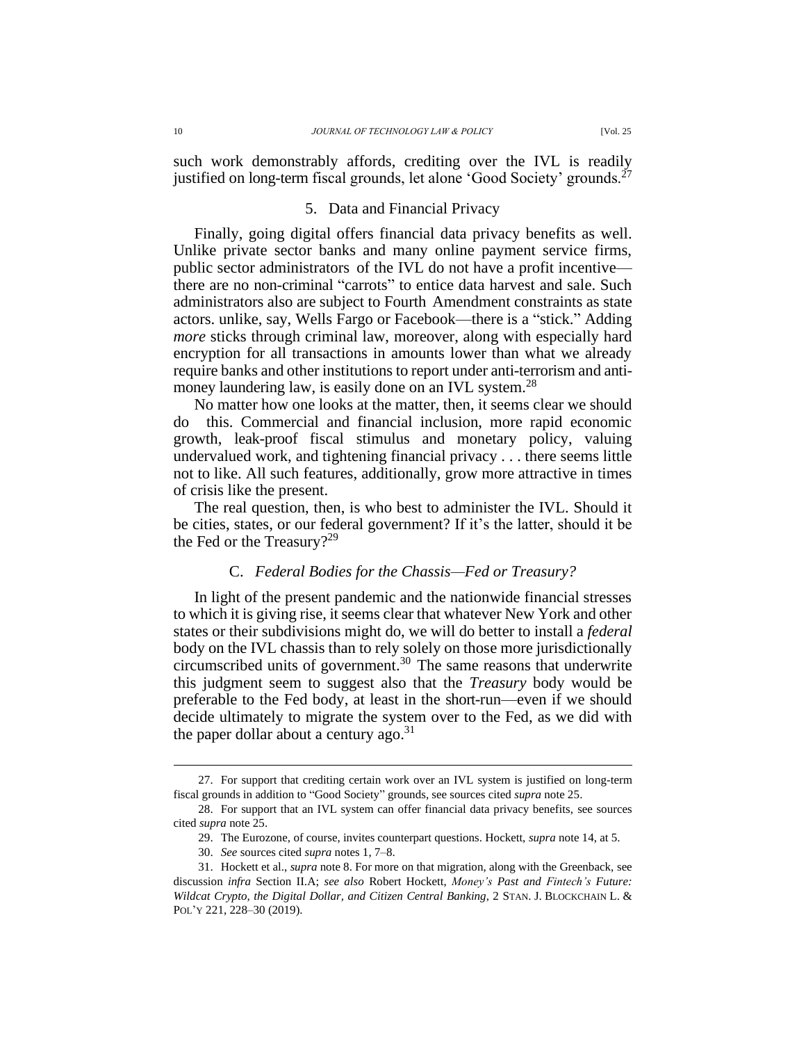such work demonstrably affords, crediting over the IVL is readily justified on long-term fiscal grounds, let alone 'Good Society' grounds.[27]

### 5. Data and Financial Privacy

Finally, going digital offers financial data privacy benefits as well. Unlike private sector banks and many online payment service firms, public sector administrators of the IVL do not have a profit incentive—there are no non-criminal "carrots" to entice data harvest and sale. Such administrators also are subject to Fourth Amendment constraints as state actors. unlike, say, Wells Fargo or Facebook—there is a "stick." Adding *more* sticks through criminal law, moreover, along with especially hard encryption for all transactions in amounts lower than what we already require banks and other institutions to report under anti-terrorism and anti-money laundering law, is easily done on an IVL system.[28]

No matter how one looks at the matter, then, it seems clear we should do this. Commercial and financial inclusion, more rapid economic growth, leak-proof fiscal stimulus and monetary policy, valuing undervalued work, and tightening financial privacy . . . there seems little not to like. All such features, additionally, grow more attractive in times of crisis like the present.

The real question, then, is who best to administer the IVL. Should it be cities, states, or our federal government? If it's the latter, should it be the Fed or the Treasury?[29]

## C. *Federal Bodies for the Chassis—Fed or Treasury?*

In light of the present pandemic and the nationwide financial stresses to which it is giving rise, it seems clear that whatever New York and other states or their subdivisions might do, we will do better to install a *federal* body on the IVL chassis than to rely solely on those more jurisdictionally circumscribed units of government.[30] The same reasons that underwrite this judgment seem to suggest also that the *Treasury* body would be preferable to the Fed body, at least in the short-run—even if we should decide ultimately to migrate the system over to the Fed, as we did with the paper dollar about a century ago.[31]

---

27. For support that crediting certain work over an IVL system is justified on long-term fiscal grounds in addition to "Good Society" grounds, see sources cited *supra* note 25.

28. For support that an IVL system can offer financial data privacy benefits, see sources cited *supra* note 25.

29. The Eurozone, of course, invites counterpart questions. Hockett, *supra* note 14, at 5.

30. *See* sources cited *supra* notes 1, 7–8.

31. Hockett et al., *supra* note 8. For more on that migration, along with the Greenback, see discussion *infra* Section II.A; *see also* Robert Hockett, *Money's Past and Fintech's Future: Wildcat Crypto, the Digital Dollar, and Citizen Central Banking*, 2 STAN. J. BLOCKCHAIN L. & POL'Y 221, 228–30 (2019).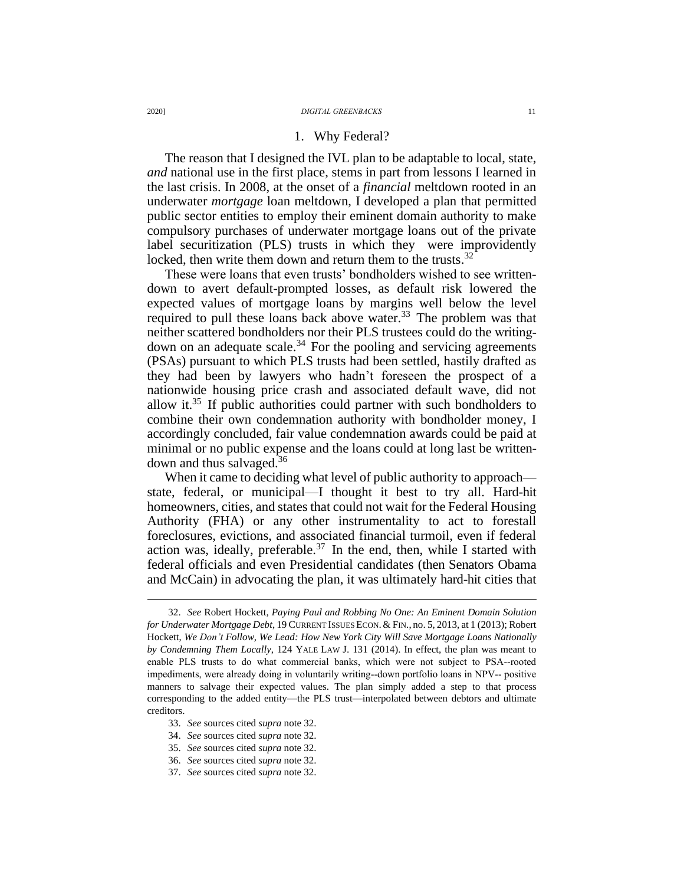### 1. Why Federal?

The reason that I designed the IVL plan to be adaptable to local, state, *and* national use in the first place, stems in part from lessons I learned in the last crisis. In 2008, at the onset of a *financial* meltdown rooted in an underwater *mortgage* loan meltdown, I developed a plan that permitted public sector entities to employ their eminent domain authority to make compulsory purchases of underwater mortgage loans out of the private label securitization (PLS) trusts in which they were improvidently locked, then write them down and return them to the trusts.[32]

These were loans that even trusts' bondholders wished to see written-down to avert default-prompted losses, as default risk lowered the expected values of mortgage loans by margins well below the level required to pull these loans back above water.[33] The problem was that neither scattered bondholders nor their PLS trustees could do the writing-down on an adequate scale.[34] For the pooling and servicing agreements (PSAs) pursuant to which PLS trusts had been settled, hastily drafted as they had been by lawyers who hadn't foreseen the prospect of a nationwide housing price crash and associated default wave, did not allow it.[35] If public authorities could partner with such bondholders to combine their own condemnation authority with bondholder money, I accordingly concluded, fair value condemnation awards could be paid at minimal or no public expense and the loans could at long last be written-down and thus salvaged.[36]

When it came to deciding what level of public authority to approach—state, federal, or municipal—I thought it best to try all. Hard-hit homeowners, cities, and states that could not wait for the Federal Housing Authority (FHA) or any other instrumentality to act to forestall foreclosures, evictions, and associated financial turmoil, even if federal action was, ideally, preferable.[37] In the end, then, while I started with federal officials and even Presidential candidates (then Senators Obama and McCain) in advocating the plan, it was ultimately hard-hit cities that

---

32. *See* Robert Hockett, *Paying Paul and Robbing No One: An Eminent Domain Solution for Underwater Mortgage Debt*, 19 CURRENT ISSUES ECON. & FIN., no. 5, 2013, at 1 (2013); Robert Hockett, *We Don't Follow, We Lead: How New York City Will Save Mortgage Loans Nationally by Condemning Them Locally*, 124 YALE LAW J. 131 (2014). In effect, the plan was meant to enable PLS trusts to do what commercial banks, which were not subject to PSA--rooted impediments, were already doing in voluntarily writing--down portfolio loans in NPV-- positive manners to salvage their expected values. The plan simply added a step to that process corresponding to the added entity—the PLS trust—interpolated between debtors and ultimate creditors.

33. *See* sources cited *supra* note 32.

34. *See* sources cited *supra* note 32.

35. *See* sources cited *supra* note 32.

36. *See* sources cited *supra* note 32.

37. *See* sources cited *supra* note 32.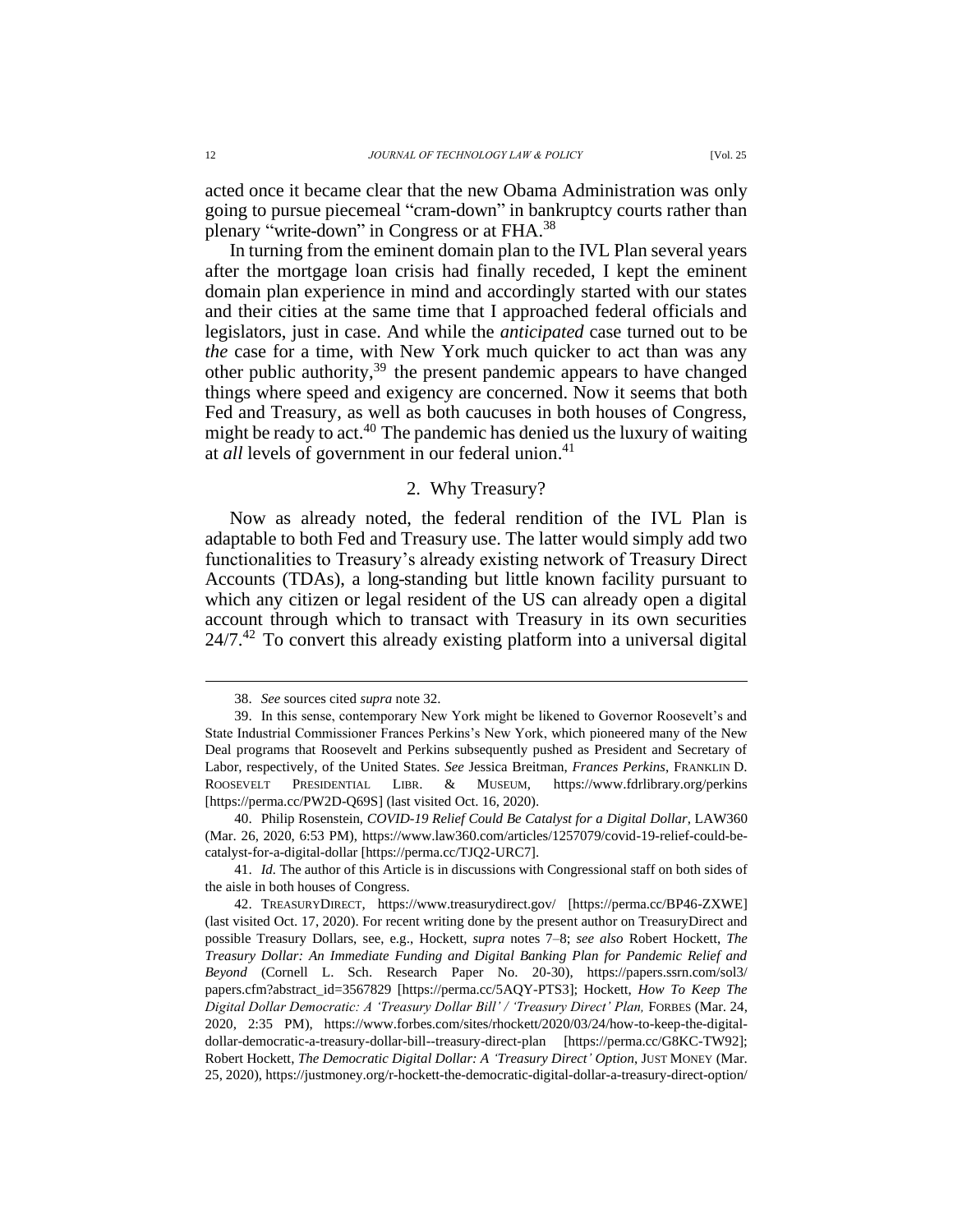acted once it became clear that the new Obama Administration was only going to pursue piecemeal "cram-down" in bankruptcy courts rather than plenary "write-down" in Congress or at FHA.[38]

In turning from the eminent domain plan to the IVL Plan several years after the mortgage loan crisis had finally receded, I kept the eminent domain plan experience in mind and accordingly started with our states and their cities at the same time that I approached federal officials and legislators, just in case. And while the *anticipated* case turned out to be *the* case for a time, with New York much quicker to act than was any other public authority,[39] the present pandemic appears to have changed things where speed and exigency are concerned. Now it seems that both Fed and Treasury, as well as both caucuses in both houses of Congress, might be ready to act.[40] The pandemic has denied us the luxury of waiting at *all* levels of government in our federal union.[41]

### 2. Why Treasury?

Now as already noted, the federal rendition of the IVL Plan is adaptable to both Fed and Treasury use. The latter would simply add two functionalities to Treasury's already existing network of Treasury Direct Accounts (TDAs), a long-standing but little known facility pursuant to which any citizen or legal resident of the US can already open a digital account through which to transact with Treasury in its own securities 24/7.[42] To convert this already existing platform into a universal digital

---

38. *See* sources cited *supra* note 32.

39. In this sense, contemporary New York might be likened to Governor Roosevelt's and State Industrial Commissioner Frances Perkins's New York, which pioneered many of the New Deal programs that Roosevelt and Perkins subsequently pushed as President and Secretary of Labor, respectively, of the United States. *See* Jessica Breitman, *Frances Perkins*, FRANKLIN D. ROOSEVELT PRESIDENTIAL LIBR. & MUSEUM, https://www.fdrlibrary.org/perkins [https://perma.cc/PW2D-Q69S] (last visited Oct. 16, 2020).

40. Philip Rosenstein, *COVID-19 Relief Could Be Catalyst for a Digital Dollar*, LAW360 (Mar. 26, 2020, 6:53 PM), https://www.law360.com/articles/1257079/covid-19-relief-could-be-catalyst-for-a-digital-dollar [https://perma.cc/TJQ2-URC7].

41. *Id*. The author of this Article is in discussions with Congressional staff on both sides of the aisle in both houses of Congress.

42. TREASURYDIRECT, https://www.treasurydirect.gov/ [https://perma.cc/BP46-ZXWE] (last visited Oct. 17, 2020). For recent writing done by the present author on TreasuryDirect and possible Treasury Dollars, see, e.g., Hockett, *supra* notes 7–8; *see also* Robert Hockett, *The Treasury Dollar: An Immediate Funding and Digital Banking Plan for Pandemic Relief and Beyond* (Cornell L. Sch. Research Paper No. 20-30), https://papers.ssrn.com/sol3/papers.cfm?abstract_id=3567829 [https://perma.cc/5AQY-PTS3]; Hockett, *How To Keep The Digital Dollar Democratic: A 'Treasury Dollar Bill' / 'Treasury Direct' Plan,* FORBES (Mar. 24, 2020, 2:35 PM), https://www.forbes.com/sites/rhockett/2020/03/24/how-to-keep-the-digital-dollar-democratic-a-treasury-dollar-bill--treasury-direct-plan [https://perma.cc/G8KC-TW92]; Robert Hockett, *The Democratic Digital Dollar: A 'Treasury Direct' Option*, JUST MONEY (Mar. 25, 2020), https://justmoney.org/r-hockett-the-democratic-digital-dollar-a-treasury-direct-option/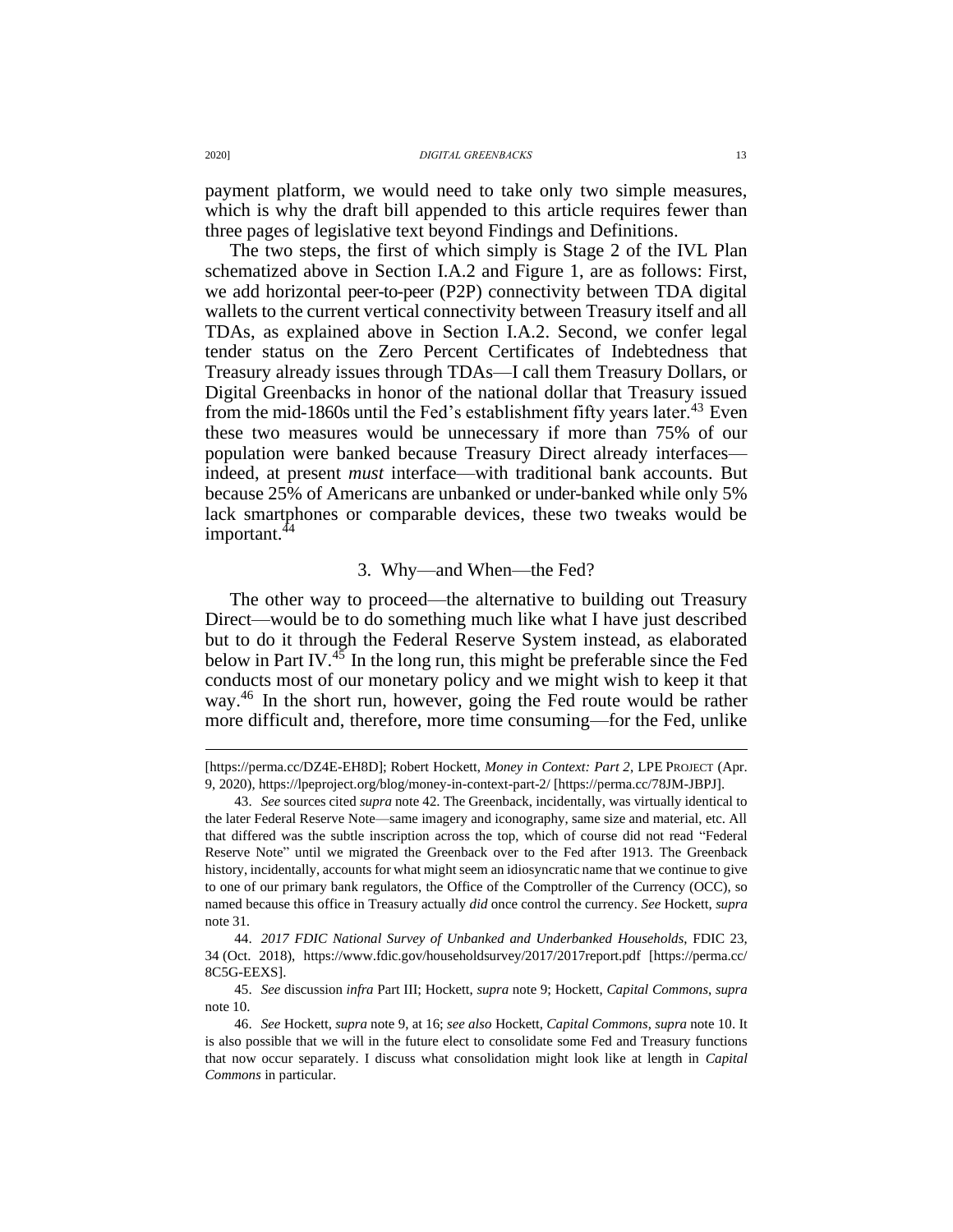payment platform, we would need to take only two simple measures, which is why the draft bill appended to this article requires fewer than three pages of legislative text beyond Findings and Definitions.

The two steps, the first of which simply is Stage 2 of the IVL Plan schematized above in Section I.A.2 and Figure 1, are as follows: First, we add horizontal peer-to-peer (P2P) connectivity between TDA digital wallets to the current vertical connectivity between Treasury itself and all TDAs, as explained above in Section I.A.2. Second, we confer legal tender status on the Zero Percent Certificates of Indebtedness that Treasury already issues through TDAs—I call them Treasury Dollars, or Digital Greenbacks in honor of the national dollar that Treasury issued from the mid-1860s until the Fed's establishment fifty years later.[43] Even these two measures would be unnecessary if more than 75% of our population were banked because Treasury Direct already interfaces—indeed, at present *must* interface—with traditional bank accounts. But because 25% of Americans are unbanked or under-banked while only 5% lack smartphones or comparable devices, these two tweaks would be important.[44]

### 3. Why—and When—the Fed?

The other way to proceed—the alternative to building out Treasury Direct—would be to do something much like what I have just described but to do it through the Federal Reserve System instead, as elaborated below in Part IV.[45] In the long run, this might be preferable since the Fed conducts most of our monetary policy and we might wish to keep it that way.[46] In the short run, however, going the Fed route would be rather more difficult and, therefore, more time consuming—for the Fed, unlike

---

[https://perma.cc/DZ4E-EH8D]; Robert Hockett, *Money in Context: Part 2*, LPE PROJECT (Apr. 9, 2020), https://lpeproject.org/blog/money-in-context-part-2/ [https://perma.cc/78JM-JBPJ].

43. *See* sources cited *supra* note 42. The Greenback, incidentally, was virtually identical to the later Federal Reserve Note—same imagery and iconography, same size and material, etc. All that differed was the subtle inscription across the top, which of course did not read "Federal Reserve Note" until we migrated the Greenback over to the Fed after 1913. The Greenback history, incidentally, accounts for what might seem an idiosyncratic name that we continue to give to one of our primary bank regulators, the Office of the Comptroller of the Currency (OCC), so named because this office in Treasury actually *did* once control the currency. *See* Hockett, *supra* note 31.

44. *2017 FDIC National Survey of Unbanked and Underbanked Households*, FDIC 23, 34 (Oct. 2018), https://www.fdic.gov/householdsurvey/2017/2017report.pdf [https://perma.cc/8C5G-EEXS].

45. *See* discussion *infra* Part III; Hockett, *supra* note 9; Hockett, *Capital Commons*, *supra* note 10.

46. *See* Hockett, *supra* note 9, at 16; *see also* Hockett, *Capital Commons*, *supra* note 10. It is also possible that we will in the future elect to consolidate some Fed and Treasury functions that now occur separately. I discuss what consolidation might look like at length in *Capital Commons* in particular.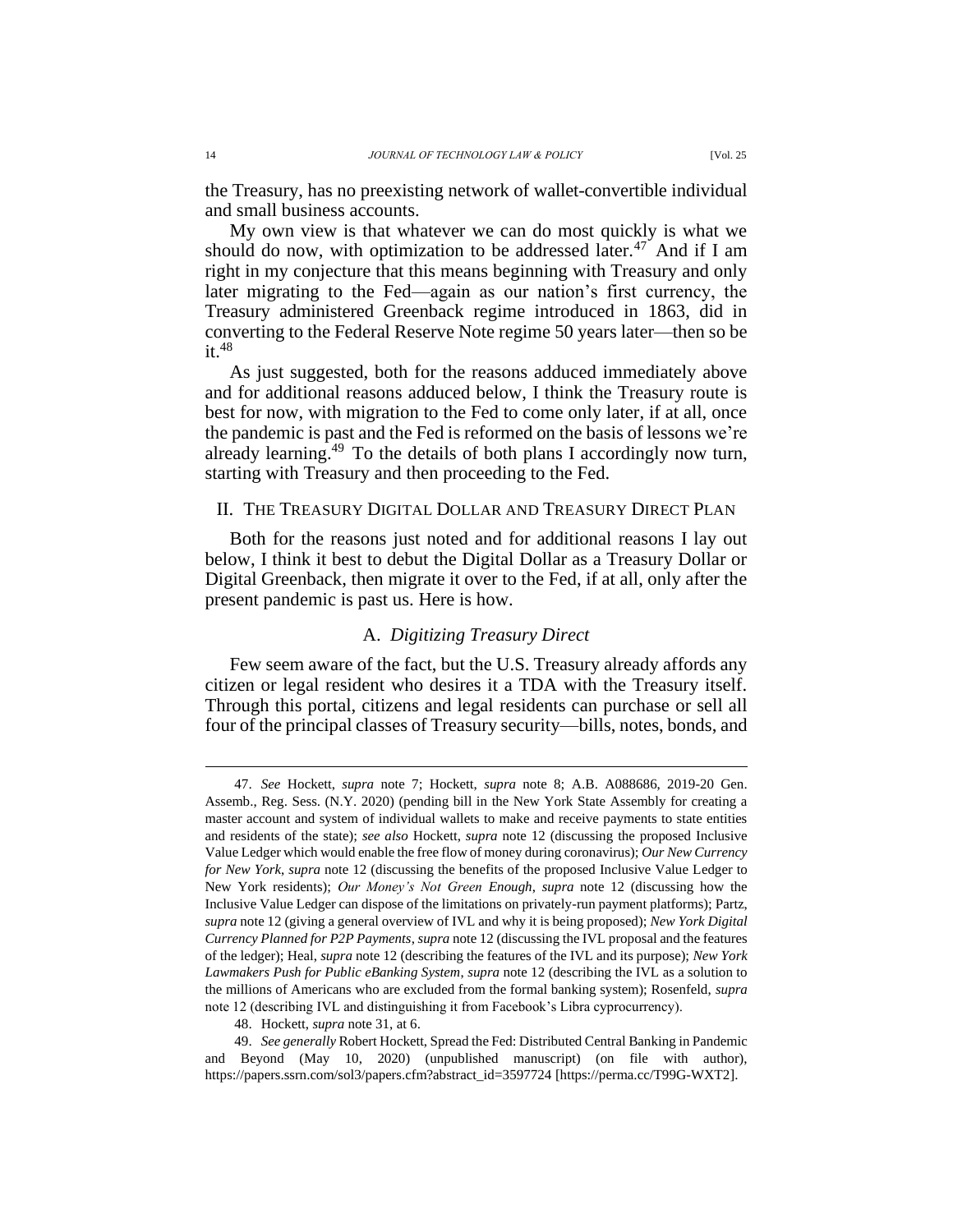the Treasury, has no preexisting network of wallet-convertible individual and small business accounts.

My own view is that whatever we can do most quickly is what we should do now, with optimization to be addressed later.[47] And if I am right in my conjecture that this means beginning with Treasury and only later migrating to the Fed—again as our nation's first currency, the Treasury administered Greenback regime introduced in 1863, did in converting to the Federal Reserve Note regime 50 years later—then so be it.[48]

As just suggested, both for the reasons adduced immediately above and for additional reasons adduced below, I think the Treasury route is best for now, with migration to the Fed to come only later, if at all, once the pandemic is past and the Fed is reformed on the basis of lessons we're already learning.[49] To the details of both plans I accordingly now turn, starting with Treasury and then proceeding to the Fed.

## II. The Treasury Digital Dollar and Treasury Direct Plan

Both for the reasons just noted and for additional reasons I lay out below, I think it best to debut the Digital Dollar as a Treasury Dollar or Digital Greenback, then migrate it over to the Fed, if at all, only after the present pandemic is past us. Here is how.

### A. *Digitizing Treasury Direct*

Few seem aware of the fact, but the U.S. Treasury already affords any citizen or legal resident who desires it a TDA with the Treasury itself. Through this portal, citizens and legal residents can purchase or sell all four of the principal classes of Treasury security—bills, notes, bonds, and

---

47. *See* Hockett, *supra* note 7; Hockett, *supra* note 8; A.B. A088686, 2019-20 Gen. Assemb., Reg. Sess. (N.Y. 2020) (pending bill in the New York State Assembly for creating a master account and system of individual wallets to make and receive payments to state entities and residents of the state); *see also* Hockett, *supra* note 12 (discussing the proposed Inclusive Value Ledger which would enable the free flow of money during coronavirus); *Our New Currency for New York*, *supra* note 12 (discussing the benefits of the proposed Inclusive Value Ledger to New York residents); *Our Money's Not Green Enough*, *supra* note 12 (discussing how the Inclusive Value Ledger can dispose of the limitations on privately-run payment platforms); Partz, *supra* note 12 (giving a general overview of IVL and why it is being proposed); *New York Digital Currency Planned for P2P Payments*, *supra* note 12 (discussing the IVL proposal and the features of the ledger); Heal, *supra* note 12 (describing the features of the IVL and its purpose); *New York Lawmakers Push for Public eBanking System*, *supra* note 12 (describing the IVL as a solution to the millions of Americans who are excluded from the formal banking system); Rosenfeld, *supra* note 12 (describing IVL and distinguishing it from Facebook's Libra cyprocurrency).

48. Hockett, *supra* note 31, at 6.

49. *See generally* Robert Hockett, Spread the Fed: Distributed Central Banking in Pandemic and Beyond (May 10, 2020) (unpublished manuscript) (on file with author), https://papers.ssrn.com/sol3/papers.cfm?abstract_id=3597724 [https://perma.cc/T99G-WXT2].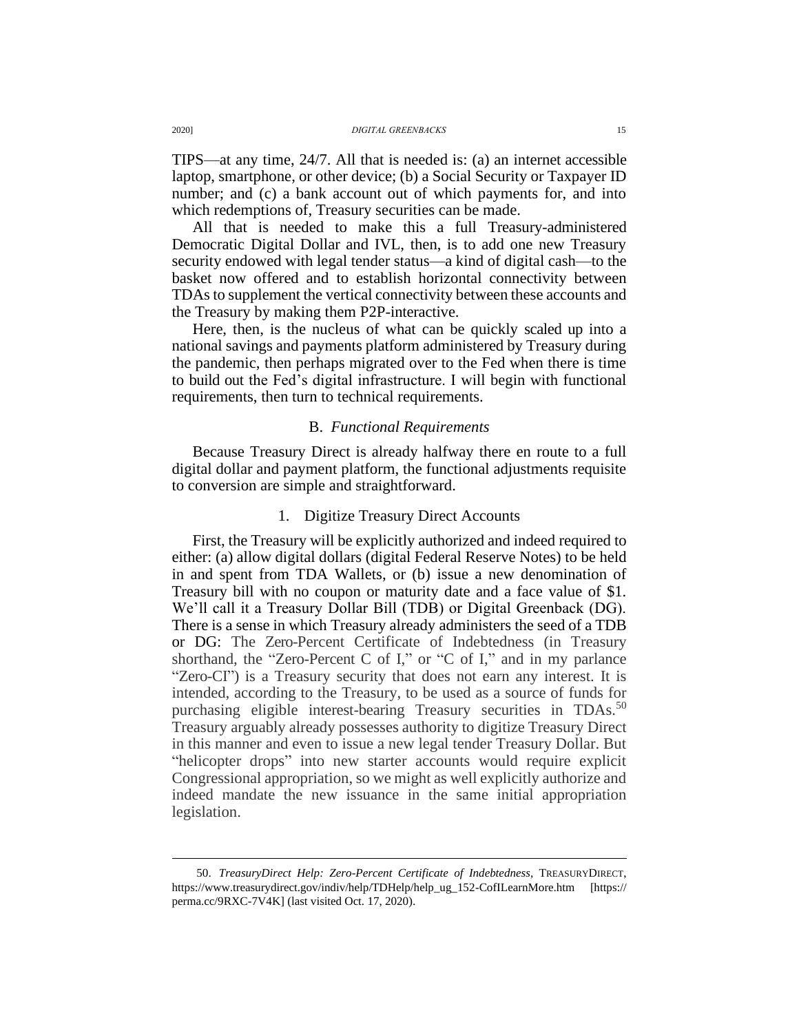TIPS—at any time, 24/7. All that is needed is: (a) an internet accessible laptop, smartphone, or other device; (b) a Social Security or Taxpayer ID number; and (c) a bank account out of which payments for, and into which redemptions of, Treasury securities can be made.

All that is needed to make this a full Treasury-administered Democratic Digital Dollar and IVL, then, is to add one new Treasury security endowed with legal tender status—a kind of digital cash—to the basket now offered and to establish horizontal connectivity between TDAs to supplement the vertical connectivity between these accounts and the Treasury by making them P2P-interactive.

Here, then, is the nucleus of what can be quickly scaled up into a national savings and payments platform administered by Treasury during the pandemic, then perhaps migrated over to the Fed when there is time to build out the Fed's digital infrastructure. I will begin with functional requirements, then turn to technical requirements.

### B. *Functional Requirements*

Because Treasury Direct is already halfway there en route to a full digital dollar and payment platform, the functional adjustments requisite to conversion are simple and straightforward.

#### 1. Digitize Treasury Direct Accounts

First, the Treasury will be explicitly authorized and indeed required to either: (a) allow digital dollars (digital Federal Reserve Notes) to be held in and spent from TDA Wallets, or (b) issue a new denomination of Treasury bill with no coupon or maturity date and a face value of $1. We'll call it a Treasury Dollar Bill (TDB) or Digital Greenback (DG). There is a sense in which Treasury already administers the seed of a TDB or DG: The Zero-Percent Certificate of Indebtedness (in Treasury shorthand, the "Zero-Percent C of I," or "C of I," and in my parlance "Zero-CI") is a Treasury security that does not earn any interest. It is intended, according to the Treasury, to be used as a source of funds for purchasing eligible interest-bearing Treasury securities in TDAs.[50] Treasury arguably already possesses authority to digitize Treasury Direct in this manner and even to issue a new legal tender Treasury Dollar. But "helicopter drops" into new starter accounts would require explicit Congressional appropriation, so we might as well explicitly authorize and indeed mandate the new issuance in the same initial appropriation legislation.

---

50. *TreasuryDirect Help: Zero-Percent Certificate of Indebtedness*, TREASURYDIRECT, https://www.treasurydirect.gov/indiv/help/TDHelp/help_ug_152-CofILearnMore.htm [https://perma.cc/9RXC-7V4K] (last visited Oct. 17, 2020).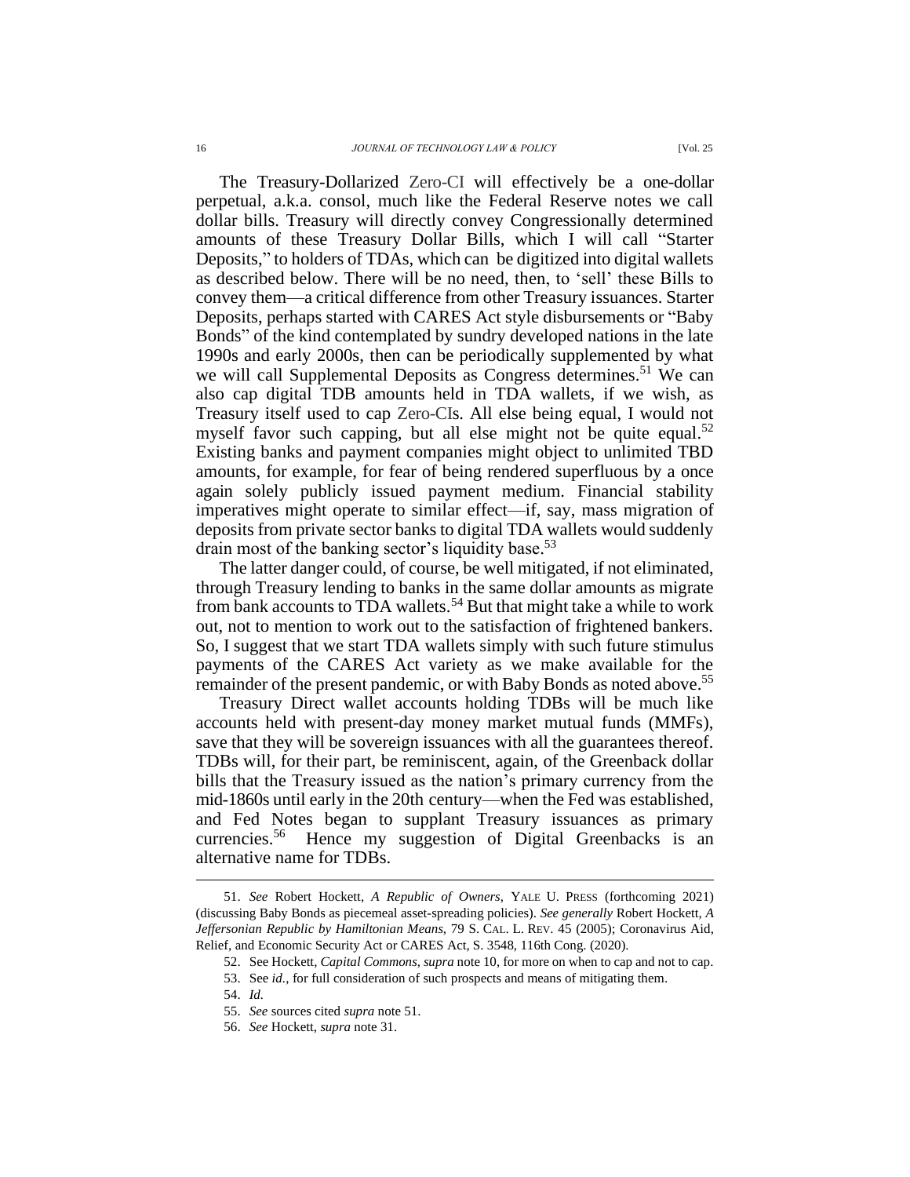The Treasury-Dollarized Zero-CI will effectively be a one-dollar perpetual, a.k.a. consol, much like the Federal Reserve notes we call dollar bills. Treasury will directly convey Congressionally determined amounts of these Treasury Dollar Bills, which I will call "Starter Deposits," to holders of TDAs, which can be digitized into digital wallets as described below. There will be no need, then, to 'sell' these Bills to convey them—a critical difference from other Treasury issuances. Starter Deposits, perhaps started with CARES Act style disbursements or "Baby Bonds" of the kind contemplated by sundry developed nations in the late 1990s and early 2000s, then can be periodically supplemented by what we will call Supplemental Deposits as Congress determines.[51] We can also cap digital TDB amounts held in TDA wallets, if we wish, as Treasury itself used to cap Zero-CIs. All else being equal, I would not myself favor such capping, but all else might not be quite equal.[52] Existing banks and payment companies might object to unlimited TBD amounts, for example, for fear of being rendered superfluous by a once again solely publicly issued payment medium. Financial stability imperatives might operate to similar effect—if, say, mass migration of deposits from private sector banks to digital TDA wallets would suddenly drain most of the banking sector's liquidity base.[53]

The latter danger could, of course, be well mitigated, if not eliminated, through Treasury lending to banks in the same dollar amounts as migrate from bank accounts to TDA wallets.[54] But that might take a while to work out, not to mention to work out to the satisfaction of frightened bankers. So, I suggest that we start TDA wallets simply with such future stimulus payments of the CARES Act variety as we make available for the remainder of the present pandemic, or with Baby Bonds as noted above.[55]

Treasury Direct wallet accounts holding TDBs will be much like accounts held with present-day money market mutual funds (MMFs), save that they will be sovereign issuances with all the guarantees thereof. TDBs will, for their part, be reminiscent, again, of the Greenback dollar bills that the Treasury issued as the nation's primary currency from the mid-1860s until early in the 20th century—when the Fed was established, and Fed Notes began to supplant Treasury issuances as primary currencies.[56] Hence my suggestion of Digital Greenbacks is an alternative name for TDBs.

---

51. *See* Robert Hockett, *A Republic of Owners*, YALE U. PRESS (forthcoming 2021) (discussing Baby Bonds as piecemeal asset-spreading policies). *See generally* Robert Hockett, *A Jeffersonian Republic by Hamiltonian Means*, 79 S. CAL. L. REV. 45 (2005); Coronavirus Aid, Relief, and Economic Security Act or CARES Act, S. 3548, 116th Cong. (2020).

52. See Hockett, *Capital Commons*, *supra* note 10, for more on when to cap and not to cap.

53. See *id.*, for full consideration of such prospects and means of mitigating them.

54. *Id.*

55. *See* sources cited *supra* note 51.

56. *See* Hockett, *supra* note 31.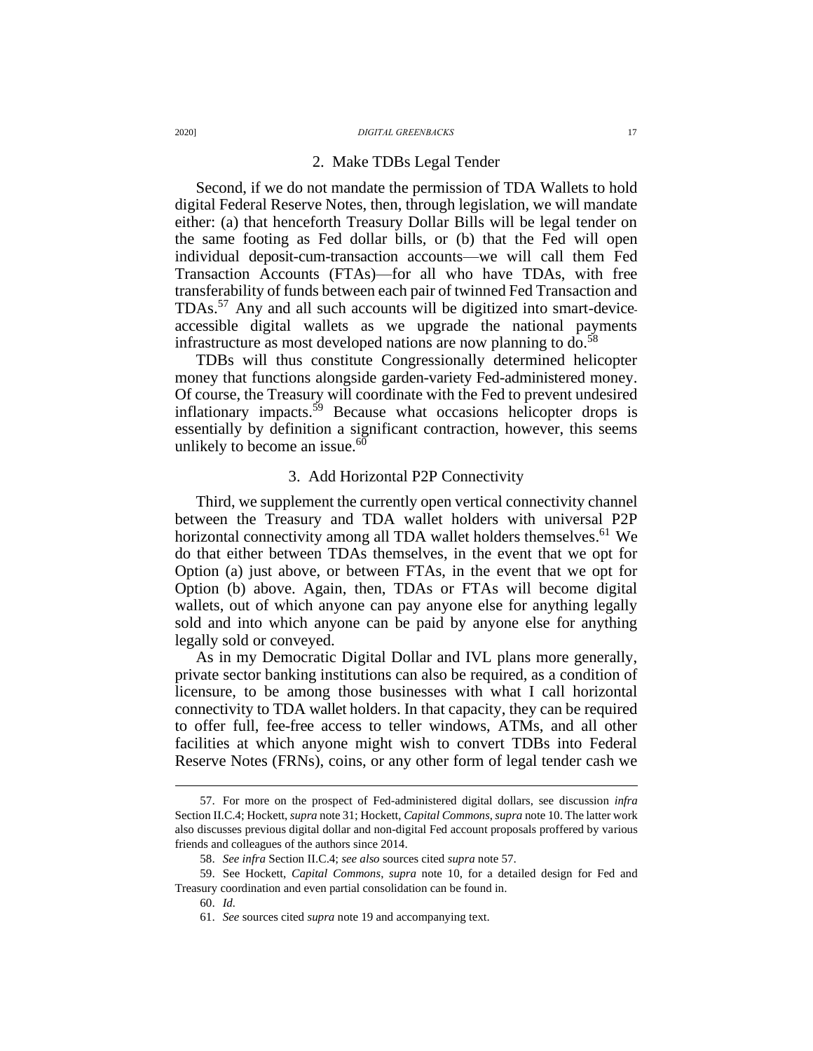### 2. Make TDBs Legal Tender

Second, if we do not mandate the permission of TDA Wallets to hold digital Federal Reserve Notes, then, through legislation, we will mandate either: (a) that henceforth Treasury Dollar Bills will be legal tender on the same footing as Fed dollar bills, or (b) that the Fed will open individual deposit-cum-transaction accounts—we will call them Fed Transaction Accounts (FTAs)—for all who have TDAs, with free transferability of funds between each pair of twinned Fed Transaction and TDAs.[57] Any and all such accounts will be digitized into smart-device-accessible digital wallets as we upgrade the national payments infrastructure as most developed nations are now planning to do.[58]

TDBs will thus constitute Congressionally determined helicopter money that functions alongside garden-variety Fed-administered money. Of course, the Treasury will coordinate with the Fed to prevent undesired inflationary impacts.[59] Because what occasions helicopter drops is essentially by definition a significant contraction, however, this seems unlikely to become an issue.[60]

### 3. Add Horizontal P2P Connectivity

Third, we supplement the currently open vertical connectivity channel between the Treasury and TDA wallet holders with universal P2P horizontal connectivity among all TDA wallet holders themselves.[61] We do that either between TDAs themselves, in the event that we opt for Option (a) just above, or between FTAs, in the event that we opt for Option (b) above. Again, then, TDAs or FTAs will become digital wallets, out of which anyone can pay anyone else for anything legally sold and into which anyone can be paid by anyone else for anything legally sold or conveyed.

As in my Democratic Digital Dollar and IVL plans more generally, private sector banking institutions can also be required, as a condition of licensure, to be among those businesses with what I call horizontal connectivity to TDA wallet holders. In that capacity, they can be required to offer full, fee-free access to teller windows, ATMs, and all other facilities at which anyone might wish to convert TDBs into Federal Reserve Notes (FRNs), coins, or any other form of legal tender cash we

---

57. For more on the prospect of Fed-administered digital dollars, see discussion *infra* Section II.C.4; Hockett, *supra* note 31; Hockett, *Capital Commons*, *supra* note 10. The latter work also discusses previous digital dollar and non-digital Fed account proposals proffered by various friends and colleagues of the authors since 2014.

58. *See infra* Section II.C.4; *see also* sources cited *supra* note 57.

59. See Hockett, *Capital Commons*, *supra* note 10, for a detailed design for Fed and Treasury coordination and even partial consolidation can be found in.

60. *Id.*

61. *See* sources cited *supra* note 19 and accompanying text.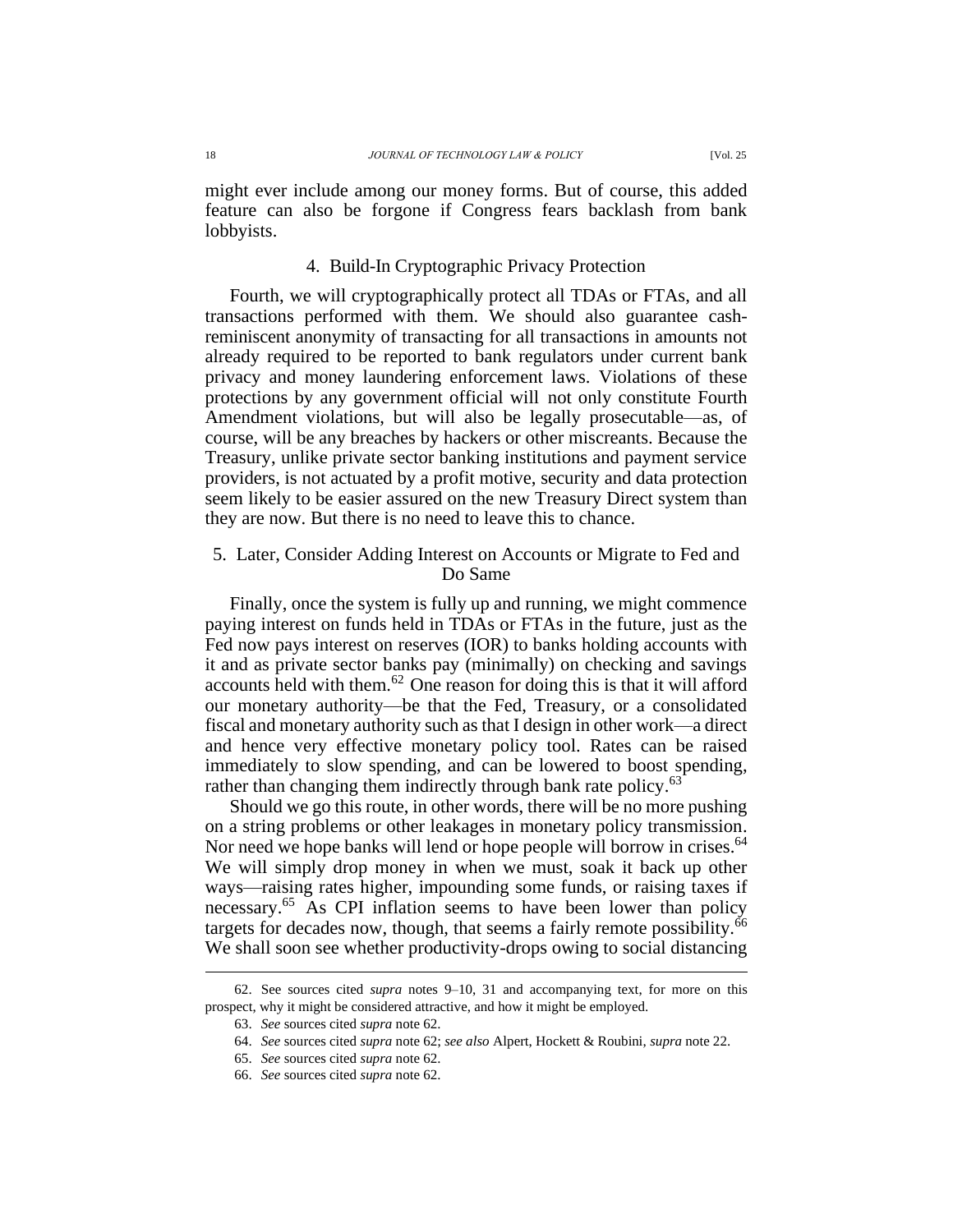might ever include among our money forms. But of course, this added feature can also be forgone if Congress fears backlash from bank lobbyists.

#### 4. Build-In Cryptographic Privacy Protection

Fourth, we will cryptographically protect all TDAs or FTAs, and all transactions performed with them. We should also guarantee cash-reminiscent anonymity of transacting for all transactions in amounts not already required to be reported to bank regulators under current bank privacy and money laundering enforcement laws. Violations of these protections by any government official will not only constitute Fourth Amendment violations, but will also be legally prosecutable—as, of course, will be any breaches by hackers or other miscreants. Because the Treasury, unlike private sector banking institutions and payment service providers, is not actuated by a profit motive, security and data protection seem likely to be easier assured on the new Treasury Direct system than they are now. But there is no need to leave this to chance.

#### 5. Later, Consider Adding Interest on Accounts or Migrate to Fed and Do Same

Finally, once the system is fully up and running, we might commence paying interest on funds held in TDAs or FTAs in the future, just as the Fed now pays interest on reserves (IOR) to banks holding accounts with it and as private sector banks pay (minimally) on checking and savings accounts held with them.[62] One reason for doing this is that it will afford our monetary authority—be that the Fed, Treasury, or a consolidated fiscal and monetary authority such as that I design in other work—a direct and hence very effective monetary policy tool. Rates can be raised immediately to slow spending, and can be lowered to boost spending, rather than changing them indirectly through bank rate policy.[63]

Should we go this route, in other words, there will be no more pushing on a string problems or other leakages in monetary policy transmission. Nor need we hope banks will lend or hope people will borrow in crises.[64] We will simply drop money in when we must, soak it back up other ways—raising rates higher, impounding some funds, or raising taxes if necessary.[65] As CPI inflation seems to have been lower than policy targets for decades now, though, that seems a fairly remote possibility.[66] We shall soon see whether productivity-drops owing to social distancing

---

62. See sources cited *supra* notes 9–10, 31 and accompanying text, for more on this prospect, why it might be considered attractive, and how it might be employed.

63. *See* sources cited *supra* note 62.

64. *See* sources cited *supra* note 62; *see also* Alpert, Hockett & Roubini, *supra* note 22.

65. *See* sources cited *supra* note 62.

66. *See* sources cited *supra* note 62.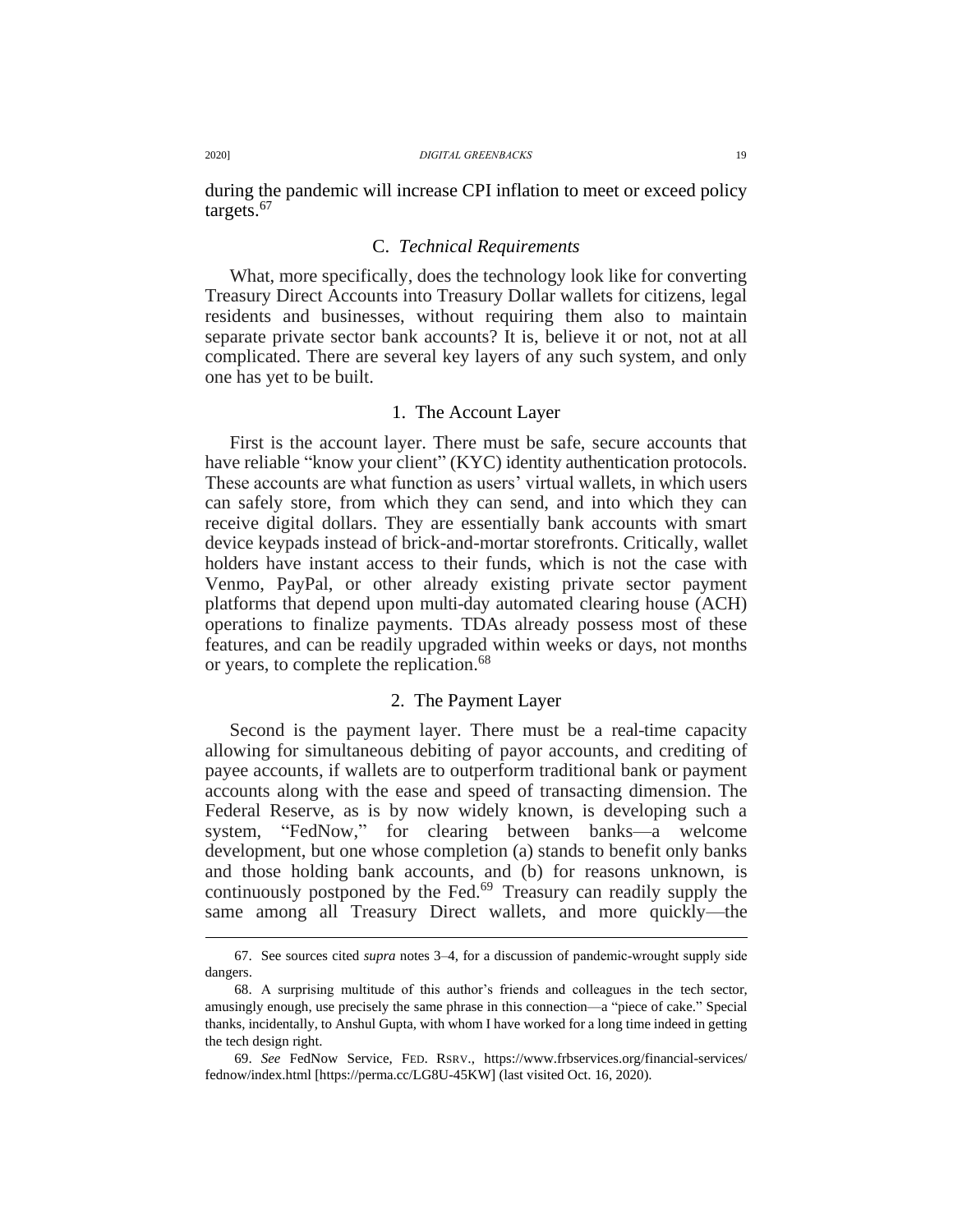during the pandemic will increase CPI inflation to meet or exceed policy targets.[67]

## C. *Technical Requirements*

What, more specifically, does the technology look like for converting Treasury Direct Accounts into Treasury Dollar wallets for citizens, legal residents and businesses, without requiring them also to maintain separate private sector bank accounts? It is, believe it or not, not at all complicated. There are several key layers of any such system, and only one has yet to be built.

### 1. The Account Layer

First is the account layer. There must be safe, secure accounts that have reliable "know your client" (KYC) identity authentication protocols. These accounts are what function as users' virtual wallets, in which users can safely store, from which they can send, and into which they can receive digital dollars. They are essentially bank accounts with smart device keypads instead of brick-and-mortar storefronts. Critically, wallet holders have instant access to their funds, which is not the case with Venmo, PayPal, or other already existing private sector payment platforms that depend upon multi-day automated clearing house (ACH) operations to finalize payments. TDAs already possess most of these features, and can be readily upgraded within weeks or days, not months or years, to complete the replication.[68]

### 2. The Payment Layer

Second is the payment layer. There must be a real-time capacity allowing for simultaneous debiting of payor accounts, and crediting of payee accounts, if wallets are to outperform traditional bank or payment accounts along with the ease and speed of transacting dimension. The Federal Reserve, as is by now widely known, is developing such a system, "FedNow," for clearing between banks—a welcome development, but one whose completion (a) stands to benefit only banks and those holding bank accounts, and (b) for reasons unknown, is continuously postponed by the Fed.[69] Treasury can readily supply the same among all Treasury Direct wallets, and more quickly—the

---

67. See sources cited *supra* notes 3–4, for a discussion of pandemic-wrought supply side dangers.

68. A surprising multitude of this author's friends and colleagues in the tech sector, amusingly enough, use precisely the same phrase in this connection—a "piece of cake." Special thanks, incidentally, to Anshul Gupta, with whom I have worked for a long time indeed in getting the tech design right.

69. *See* FedNow Service, FED. RSRV., https://www.frbservices.org/financial-services/fednow/index.html [https://perma.cc/LG8U-45KW] (last visited Oct. 16, 2020).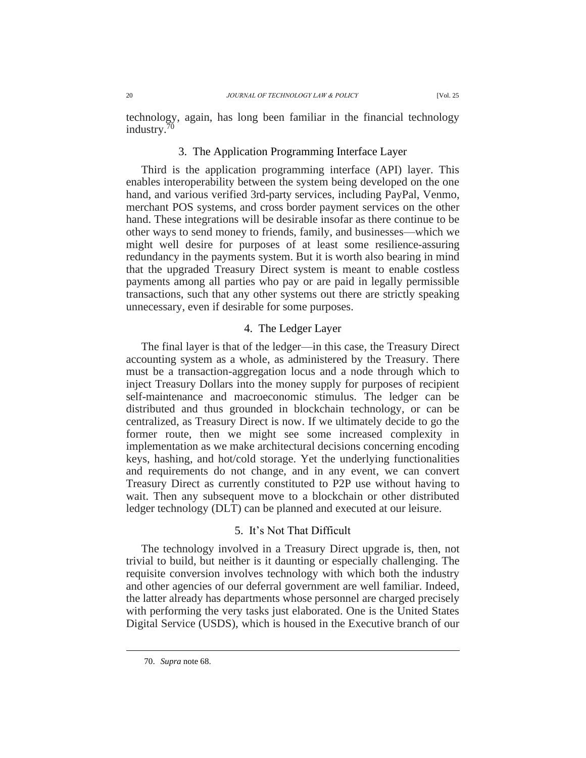technology, again, has long been familiar in the financial technology industry.[70]

### 3. The Application Programming Interface Layer

Third is the application programming interface (API) layer. This enables interoperability between the system being developed on the one hand, and various verified 3rd-party services, including PayPal, Venmo, merchant POS systems, and cross border payment services on the other hand. These integrations will be desirable insofar as there continue to be other ways to send money to friends, family, and businesses—which we might well desire for purposes of at least some resilience-assuring redundancy in the payments system. But it is worth also bearing in mind that the upgraded Treasury Direct system is meant to enable costless payments among all parties who pay or are paid in legally permissible transactions, such that any other systems out there are strictly speaking unnecessary, even if desirable for some purposes.

### 4. The Ledger Layer

The final layer is that of the ledger—in this case, the Treasury Direct accounting system as a whole, as administered by the Treasury. There must be a transaction-aggregation locus and a node through which to inject Treasury Dollars into the money supply for purposes of recipient self-maintenance and macroeconomic stimulus. The ledger can be distributed and thus grounded in blockchain technology, or can be centralized, as Treasury Direct is now. If we ultimately decide to go the former route, then we might see some increased complexity in implementation as we make architectural decisions concerning encoding keys, hashing, and hot/cold storage. Yet the underlying functionalities and requirements do not change, and in any event, we can convert Treasury Direct as currently constituted to P2P use without having to wait. Then any subsequent move to a blockchain or other distributed ledger technology (DLT) can be planned and executed at our leisure.

### 5. It's Not That Difficult

The technology involved in a Treasury Direct upgrade is, then, not trivial to build, but neither is it daunting or especially challenging. The requisite conversion involves technology with which both the industry and other agencies of our deferral government are well familiar. Indeed, the latter already has departments whose personnel are charged precisely with performing the very tasks just elaborated. One is the United States Digital Service (USDS), which is housed in the Executive branch of our

---

70. *Supra* note 68.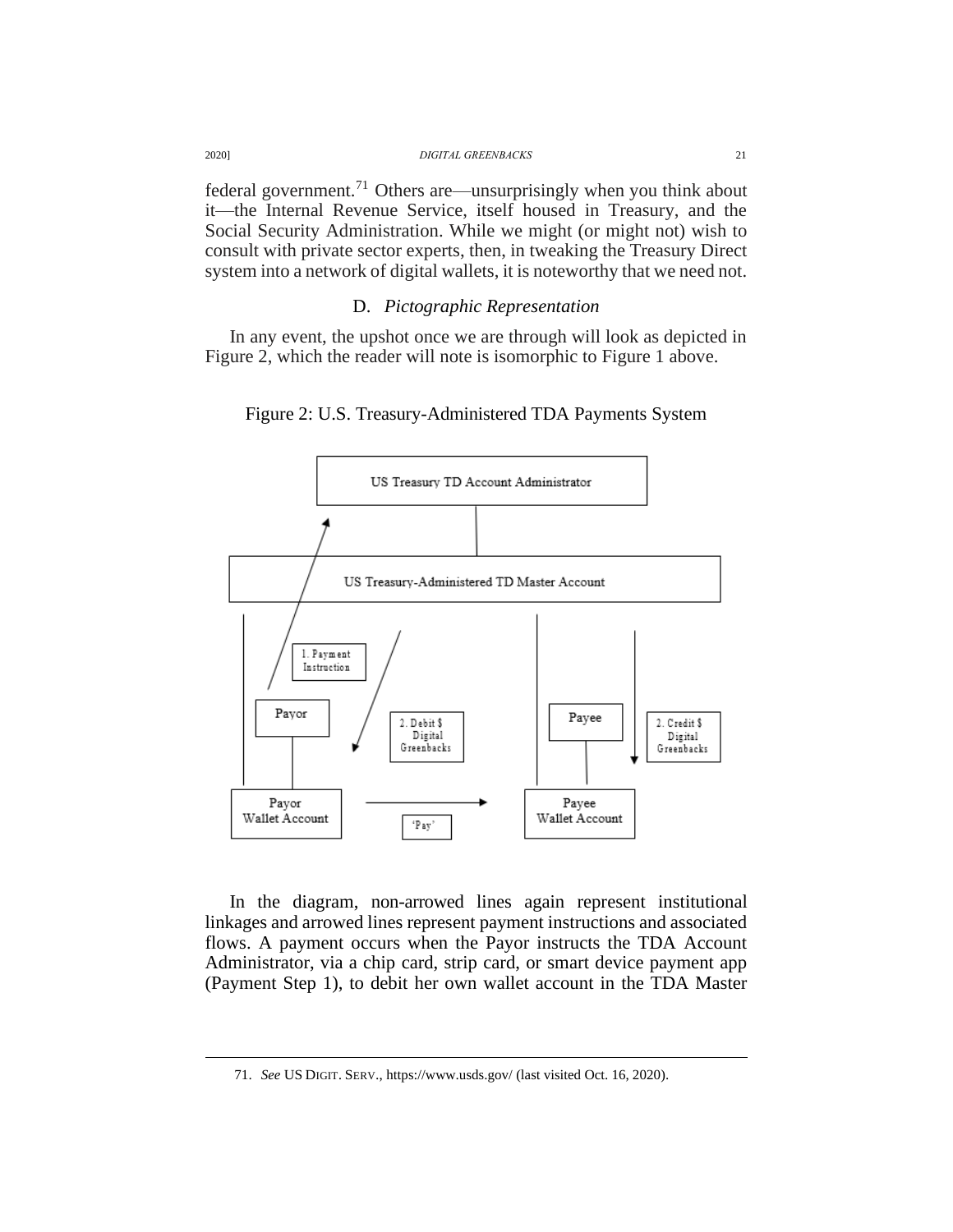federal government.[71] Others are—unsurprisingly when you think about it—the Internal Revenue Service, itself housed in Treasury, and the Social Security Administration. While we might (or might not) wish to consult with private sector experts, then, in tweaking the Treasury Direct system into a network of digital wallets, it is noteworthy that we need not.

### D. *Pictographic Representation*

In any event, the upshot once we are through will look as depicted in Figure 2, which the reader will note is isomorphic to Figure 1 above.

Figure 2: U.S. Treasury-Administered TDA Payments System

US Treasury TD Account Administrator

US Treasury-Administered TD Master Account

1. Payment Instruction

Payor

2. Debit $ Digital Greenbacks

Payee

2. Credit $ Digital Greenbacks

Payor Wallet Account

'Pay'

Payee Wallet Account

In the diagram, non-arrowed lines again represent institutional linkages and arrowed lines represent payment instructions and associated flows. A payment occurs when the Payor instructs the TDA Account Administrator, via a chip card, strip card, or smart device payment app (Payment Step 1), to debit her own wallet account in the TDA Master

71. *See* US DIGIT. SERV., https://www.usds.gov/ (last visited Oct. 16, 2020).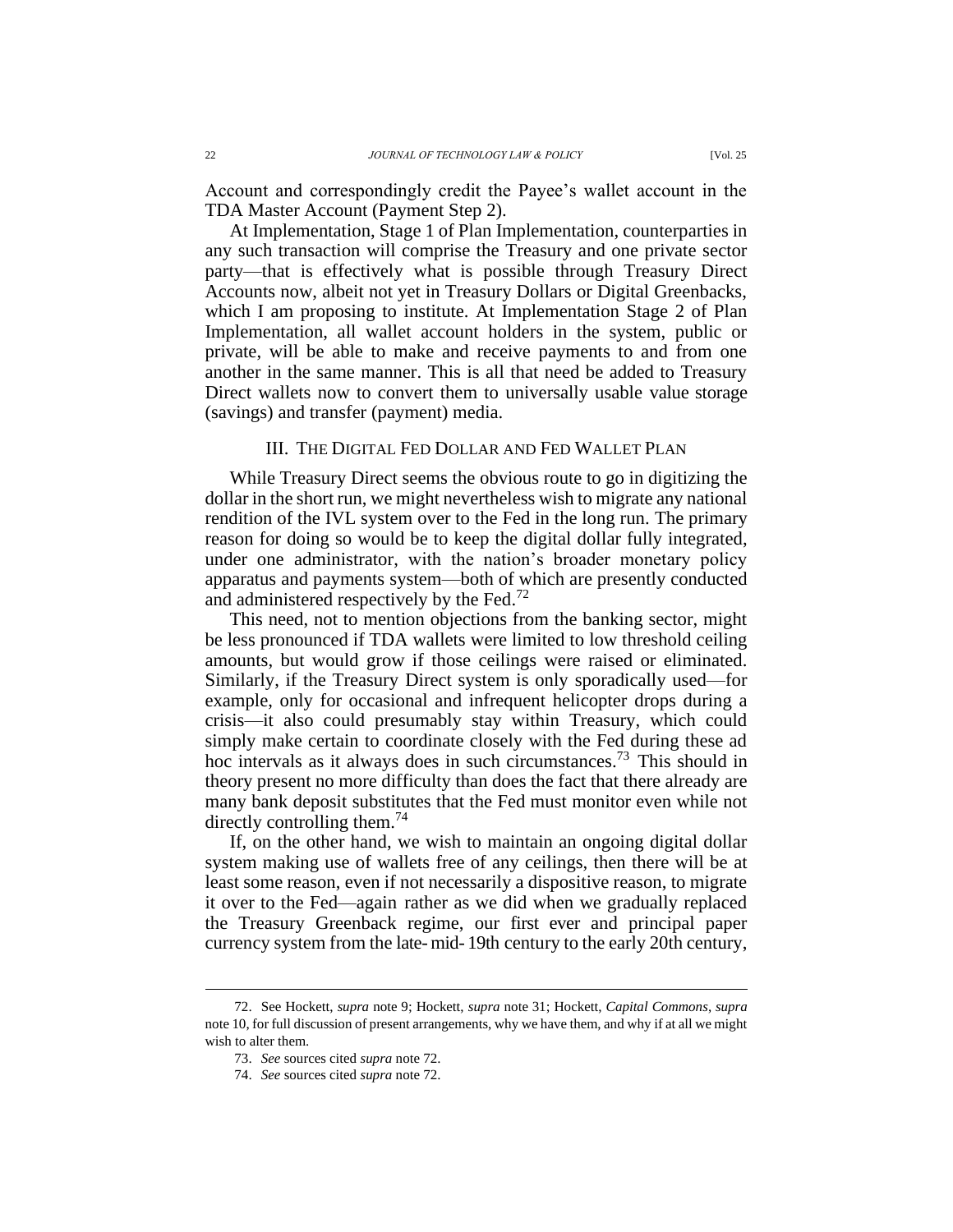Account and correspondingly credit the Payee's wallet account in the TDA Master Account (Payment Step 2).

At Implementation, Stage 1 of Plan Implementation, counterparties in any such transaction will comprise the Treasury and one private sector party—that is effectively what is possible through Treasury Direct Accounts now, albeit not yet in Treasury Dollars or Digital Greenbacks, which I am proposing to institute. At Implementation Stage 2 of Plan Implementation, all wallet account holders in the system, public or private, will be able to make and receive payments to and from one another in the same manner. This is all that need be added to Treasury Direct wallets now to convert them to universally usable value storage (savings) and transfer (payment) media.

## III. THE DIGITAL FED DOLLAR AND FED WALLET PLAN

While Treasury Direct seems the obvious route to go in digitizing the dollar in the short run, we might nevertheless wish to migrate any national rendition of the IVL system over to the Fed in the long run. The primary reason for doing so would be to keep the digital dollar fully integrated, under one administrator, with the nation's broader monetary policy apparatus and payments system—both of which are presently conducted and administered respectively by the Fed.[72]

This need, not to mention objections from the banking sector, might be less pronounced if TDA wallets were limited to low threshold ceiling amounts, but would grow if those ceilings were raised or eliminated. Similarly, if the Treasury Direct system is only sporadically used—for example, only for occasional and infrequent helicopter drops during a crisis—it also could presumably stay within Treasury, which could simply make certain to coordinate closely with the Fed during these ad hoc intervals as it always does in such circumstances.[73] This should in theory present no more difficulty than does the fact that there already are many bank deposit substitutes that the Fed must monitor even while not directly controlling them.[74]

If, on the other hand, we wish to maintain an ongoing digital dollar system making use of wallets free of any ceilings, then there will be at least some reason, even if not necessarily a dispositive reason, to migrate it over to the Fed—again rather as we did when we gradually replaced the Treasury Greenback regime, our first ever and principal paper currency system from the late- mid- 19th century to the early 20th century,

---

72. See Hockett, *supra* note 9; Hockett, *supra* note 31; Hockett, *Capital Commons*, *supra* note 10, for full discussion of present arrangements, why we have them, and why if at all we might wish to alter them.

73. *See* sources cited *supra* note 72.

74. *See* sources cited *supra* note 72.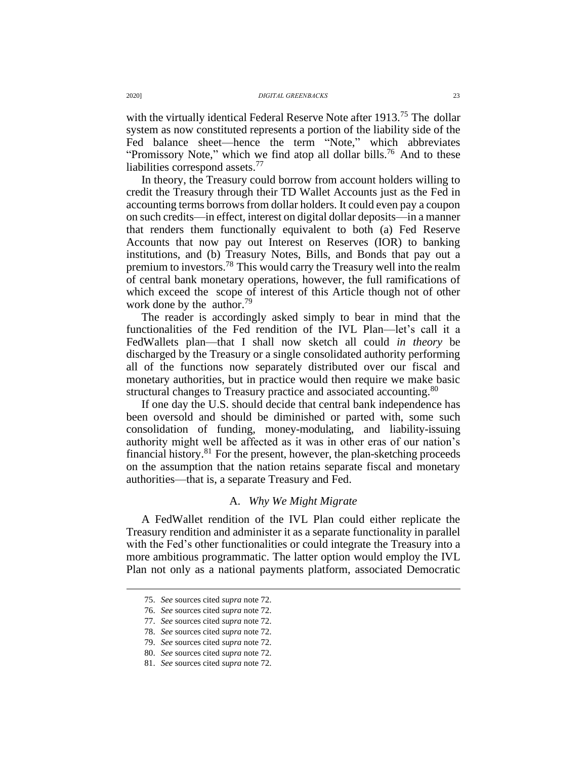with the virtually identical Federal Reserve Note after 1913.[75] The dollar system as now constituted represents a portion of the liability side of the Fed balance sheet—hence the term "Note," which abbreviates "Promissory Note," which we find atop all dollar bills.[76] And to these liabilities correspond assets.[77]

In theory, the Treasury could borrow from account holders willing to credit the Treasury through their TD Wallet Accounts just as the Fed in accounting terms borrows from dollar holders. It could even pay a coupon on such credits—in effect, interest on digital dollar deposits—in a manner that renders them functionally equivalent to both (a) Fed Reserve Accounts that now pay out Interest on Reserves (IOR) to banking institutions, and (b) Treasury Notes, Bills, and Bonds that pay out a premium to investors.[78] This would carry the Treasury well into the realm of central bank monetary operations, however, the full ramifications of which exceed the scope of interest of this Article though not of other work done by the author.[79]

The reader is accordingly asked simply to bear in mind that the functionalities of the Fed rendition of the IVL Plan—let's call it a FedWallets plan—that I shall now sketch all could *in theory* be discharged by the Treasury or a single consolidated authority performing all of the functions now separately distributed over our fiscal and monetary authorities, but in practice would then require we make basic structural changes to Treasury practice and associated accounting.[80]

If one day the U.S. should decide that central bank independence has been oversold and should be diminished or parted with, some such consolidation of funding, money-modulating, and liability-issuing authority might well be affected as it was in other eras of our nation's financial history.[81] For the present, however, the plan-sketching proceeds on the assumption that the nation retains separate fiscal and monetary authorities—that is, a separate Treasury and Fed.

### A. *Why We Might Migrate*

A FedWallet rendition of the IVL Plan could either replicate the Treasury rendition and administer it as a separate functionality in parallel with the Fed's other functionalities or could integrate the Treasury into a more ambitious programmatic. The latter option would employ the IVL Plan not only as a national payments platform, associated Democratic

---

75. *See* sources cited *supra* note 72.

76. *See* sources cited *supra* note 72.

77. *See* sources cited *supra* note 72.

78. *See* sources cited *supra* note 72.

79. *See* sources cited *supra* note 72.

80. *See* sources cited *supra* note 72.

81. *See* sources cited *supra* note 72.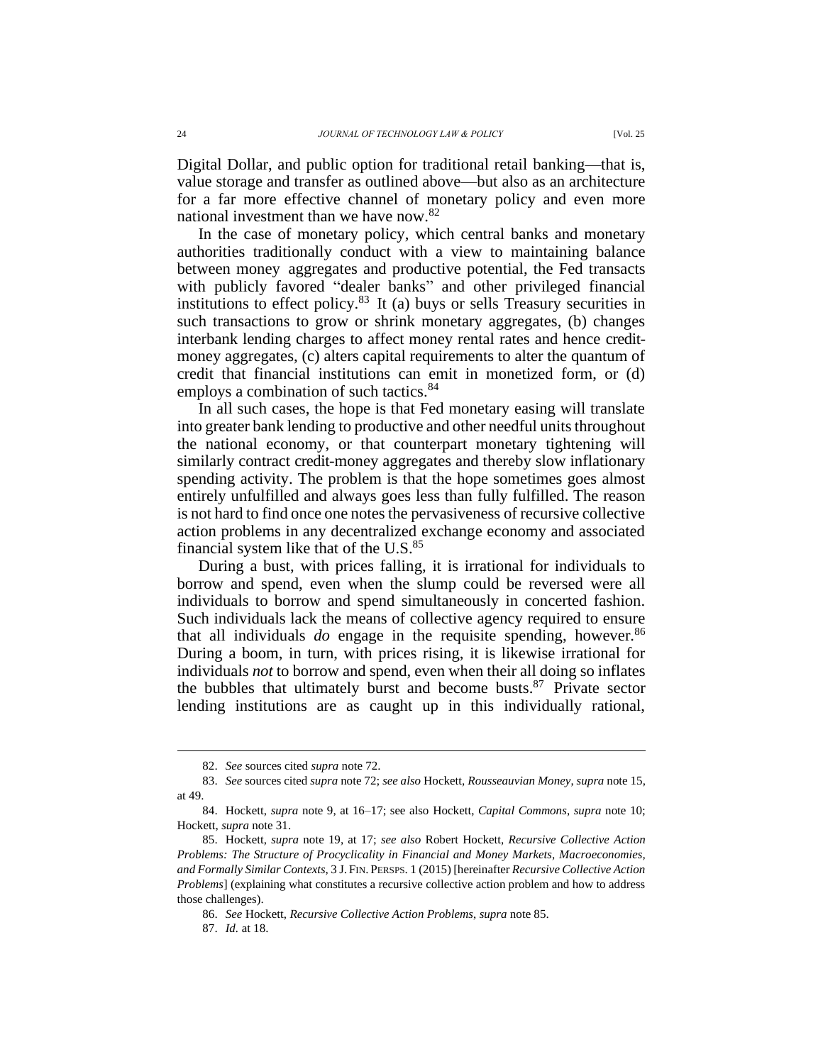Digital Dollar, and public option for traditional retail banking—that is, value storage and transfer as outlined above—but also as an architecture for a far more effective channel of monetary policy and even more national investment than we have now.[82]

In the case of monetary policy, which central banks and monetary authorities traditionally conduct with a view to maintaining balance between money aggregates and productive potential, the Fed transacts with publicly favored "dealer banks" and other privileged financial institutions to effect policy.[83] It (a) buys or sells Treasury securities in such transactions to grow or shrink monetary aggregates, (b) changes interbank lending charges to affect money rental rates and hence credit-money aggregates, (c) alters capital requirements to alter the quantum of credit that financial institutions can emit in monetized form, or (d) employs a combination of such tactics.[84]

In all such cases, the hope is that Fed monetary easing will translate into greater bank lending to productive and other needful units throughout the national economy, or that counterpart monetary tightening will similarly contract credit-money aggregates and thereby slow inflationary spending activity. The problem is that the hope sometimes goes almost entirely unfulfilled and always goes less than fully fulfilled. The reason is not hard to find once one notes the pervasiveness of recursive collective action problems in any decentralized exchange economy and associated financial system like that of the U.S.[85]

During a bust, with prices falling, it is irrational for individuals to borrow and spend, even when the slump could be reversed were all individuals to borrow and spend simultaneously in concerted fashion. Such individuals lack the means of collective agency required to ensure that all individuals *do* engage in the requisite spending, however.[86] During a boom, in turn, with prices rising, it is likewise irrational for individuals *not* to borrow and spend, even when their all doing so inflates the bubbles that ultimately burst and become busts.[87] Private sector lending institutions are as caught up in this individually rational,

---

82. *See* sources cited *supra* note 72.

83. *See* sources cited *supra* note 72; *see also* Hockett, *Rousseauvian Money*, *supra* note 15, at 49.

84. Hockett, *supra* note 9, at 16–17; see also Hockett, *Capital Commons*, *supra* note 10; Hockett, *supra* note 31.

85. Hockett, *supra* note 19, at 17; *see also* Robert Hockett, *Recursive Collective Action Problems: The Structure of Procyclicality in Financial and Money Markets, Macroeconomies, and Formally Similar Contexts*, 3 J. FIN. PERSPS. 1 (2015) [hereinafter *Recursive Collective Action Problems*] (explaining what constitutes a recursive collective action problem and how to address those challenges).

86. *See* Hockett, *Recursive Collective Action Problems*, *supra* note 85.

87. *Id.* at 18.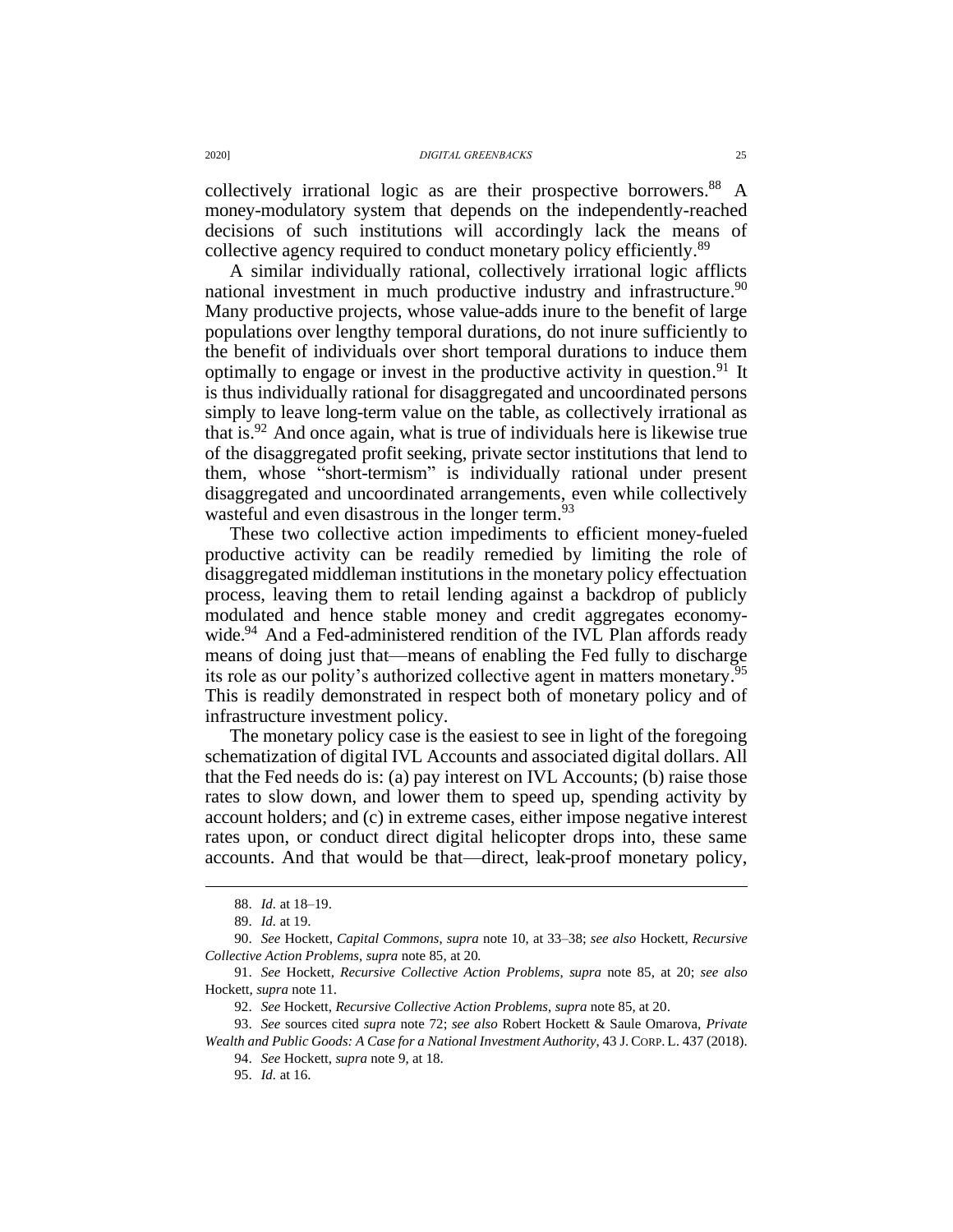collectively irrational logic as are their prospective borrowers.[88] A money-modulatory system that depends on the independently-reached decisions of such institutions will accordingly lack the means of collective agency required to conduct monetary policy efficiently.[89]

A similar individually rational, collectively irrational logic afflicts national investment in much productive industry and infrastructure.[90] Many productive projects, whose value-adds inure to the benefit of large populations over lengthy temporal durations, do not inure sufficiently to the benefit of individuals over short temporal durations to induce them optimally to engage or invest in the productive activity in question.[91] It is thus individually rational for disaggregated and uncoordinated persons simply to leave long-term value on the table, as collectively irrational as that is.[92] And once again, what is true of individuals here is likewise true of the disaggregated profit seeking, private sector institutions that lend to them, whose "short-termism" is individually rational under present disaggregated and uncoordinated arrangements, even while collectively wasteful and even disastrous in the longer term.[93]

These two collective action impediments to efficient money-fueled productive activity can be readily remedied by limiting the role of disaggregated middleman institutions in the monetary policy effectuation process, leaving them to retail lending against a backdrop of publicly modulated and hence stable money and credit aggregates economy-wide.[94] And a Fed-administered rendition of the IVL Plan affords ready means of doing just that—means of enabling the Fed fully to discharge its role as our polity's authorized collective agent in matters monetary.[95] This is readily demonstrated in respect both of monetary policy and of infrastructure investment policy.

The monetary policy case is the easiest to see in light of the foregoing schematization of digital IVL Accounts and associated digital dollars. All that the Fed needs do is: (a) pay interest on IVL Accounts; (b) raise those rates to slow down, and lower them to speed up, spending activity by account holders; and (c) in extreme cases, either impose negative interest rates upon, or conduct direct digital helicopter drops into, these same accounts. And that would be that—direct, leak-proof monetary policy,

---

88. *Id.* at 18–19.

89. *Id.* at 19.

90. *See* Hockett, *Capital Commons*, *supra* note 10, at 33–38; *see also* Hockett, *Recursive Collective Action Problems*, *supra* note 85, at 20.

91. *See* Hockett, *Recursive Collective Action Problems*, *supra* note 85, at 20; *see also* Hockett, *supra* note 11.

92. *See* Hockett, *Recursive Collective Action Problems*, *supra* note 85, at 20.

93. *See* sources cited *supra* note 72; *see also* Robert Hockett & Saule Omarova, *Private Wealth and Public Goods: A Case for a National Investment Authority*, 43 J. CORP. L. 437 (2018).

94. *See* Hockett, *supra* note 9, at 18.

95. *Id.* at 16.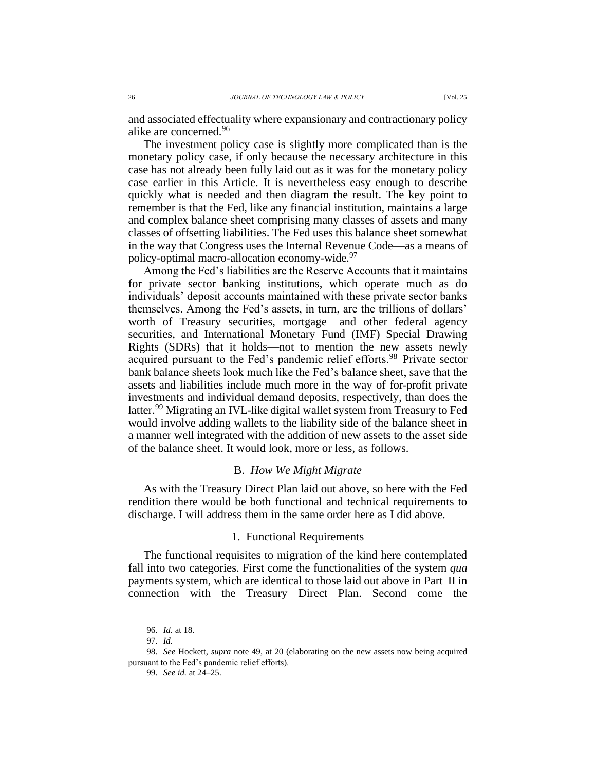and associated effectuality where expansionary and contractionary policy alike are concerned.[96]

The investment policy case is slightly more complicated than is the monetary policy case, if only because the necessary architecture in this case has not already been fully laid out as it was for the monetary policy case earlier in this Article. It is nevertheless easy enough to describe quickly what is needed and then diagram the result. The key point to remember is that the Fed, like any financial institution, maintains a large and complex balance sheet comprising many classes of assets and many classes of offsetting liabilities. The Fed uses this balance sheet somewhat in the way that Congress uses the Internal Revenue Code—as a means of policy-optimal macro-allocation economy-wide.[97]

Among the Fed's liabilities are the Reserve Accounts that it maintains for private sector banking institutions, which operate much as do individuals' deposit accounts maintained with these private sector banks themselves. Among the Fed's assets, in turn, are the trillions of dollars' worth of Treasury securities, mortgage and other federal agency securities, and International Monetary Fund (IMF) Special Drawing Rights (SDRs) that it holds—not to mention the new assets newly acquired pursuant to the Fed's pandemic relief efforts.[98] Private sector bank balance sheets look much like the Fed's balance sheet, save that the assets and liabilities include much more in the way of for-profit private investments and individual demand deposits, respectively, than does the latter.[99] Migrating an IVL-like digital wallet system from Treasury to Fed would involve adding wallets to the liability side of the balance sheet in a manner well integrated with the addition of new assets to the asset side of the balance sheet. It would look, more or less, as follows.

### B. *How We Might Migrate*

As with the Treasury Direct Plan laid out above, so here with the Fed rendition there would be both functional and technical requirements to discharge. I will address them in the same order here as I did above.

#### 1. Functional Requirements

The functional requisites to migration of the kind here contemplated fall into two categories. First come the functionalities of the system *qua* payments system, which are identical to those laid out above in Part II in connection with the Treasury Direct Plan. Second come the

---

96. *Id.* at 18.

97. *Id.*

98. *See* Hockett, *supra* note 49, at 20 (elaborating on the new assets now being acquired pursuant to the Fed's pandemic relief efforts).

99. *See id.* at 24–25.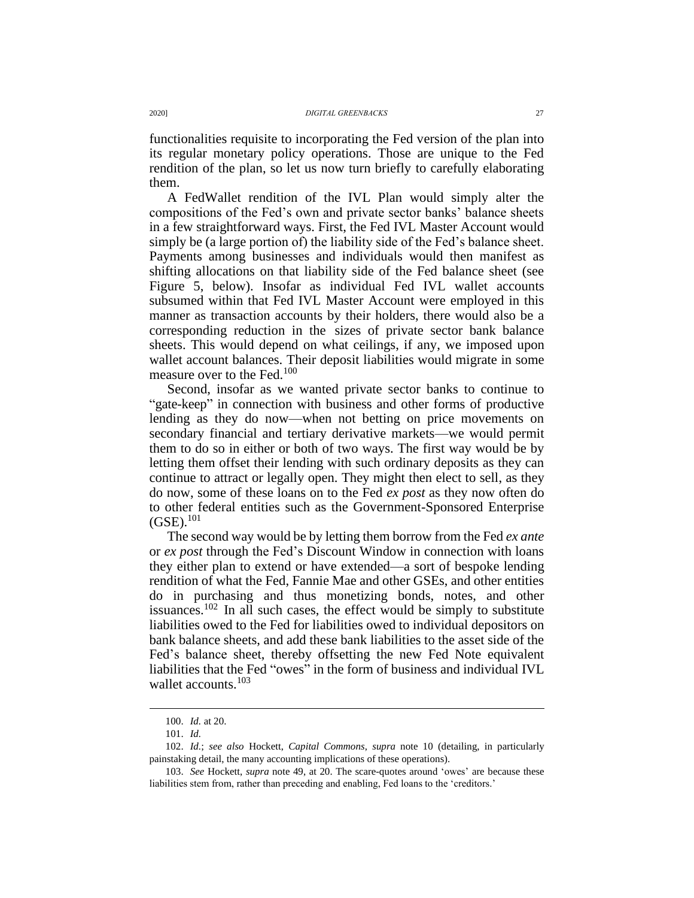functionalities requisite to incorporating the Fed version of the plan into its regular monetary policy operations. Those are unique to the Fed rendition of the plan, so let us now turn briefly to carefully elaborating them.

A FedWallet rendition of the IVL Plan would simply alter the compositions of the Fed's own and private sector banks' balance sheets in a few straightforward ways. First, the Fed IVL Master Account would simply be (a large portion of) the liability side of the Fed's balance sheet. Payments among businesses and individuals would then manifest as shifting allocations on that liability side of the Fed balance sheet (see Figure 5, below). Insofar as individual Fed IVL wallet accounts subsumed within that Fed IVL Master Account were employed in this manner as transaction accounts by their holders, there would also be a corresponding reduction in the sizes of private sector bank balance sheets. This would depend on what ceilings, if any, we imposed upon wallet account balances. Their deposit liabilities would migrate in some measure over to the Fed.[100]

Second, insofar as we wanted private sector banks to continue to "gate-keep" in connection with business and other forms of productive lending as they do now—when not betting on price movements on secondary financial and tertiary derivative markets—we would permit them to do so in either or both of two ways. The first way would be by letting them offset their lending with such ordinary deposits as they can continue to attract or legally open. They might then elect to sell, as they do now, some of these loans on to the Fed *ex post* as they now often do to other federal entities such as the Government-Sponsored Enterprise (GSE).[101]

The second way would be by letting them borrow from the Fed *ex ante* or *ex post* through the Fed's Discount Window in connection with loans they either plan to extend or have extended—a sort of bespoke lending rendition of what the Fed, Fannie Mae and other GSEs, and other entities do in purchasing and thus monetizing bonds, notes, and other issuances.[102] In all such cases, the effect would be simply to substitute liabilities owed to the Fed for liabilities owed to individual depositors on bank balance sheets, and add these bank liabilities to the asset side of the Fed's balance sheet, thereby offsetting the new Fed Note equivalent liabilities that the Fed "owes" in the form of business and individual IVL wallet accounts.[103]

---

100. *Id.* at 20.

101. *Id.*

102. *Id.*; *see also* Hockett, *Capital Commons*, *supra* note 10 (detailing, in particularly painstaking detail, the many accounting implications of these operations).

103. *See* Hockett, *supra* note 49, at 20. The scare-quotes around 'owes' are because these liabilities stem from, rather than preceding and enabling, Fed loans to the 'creditors.'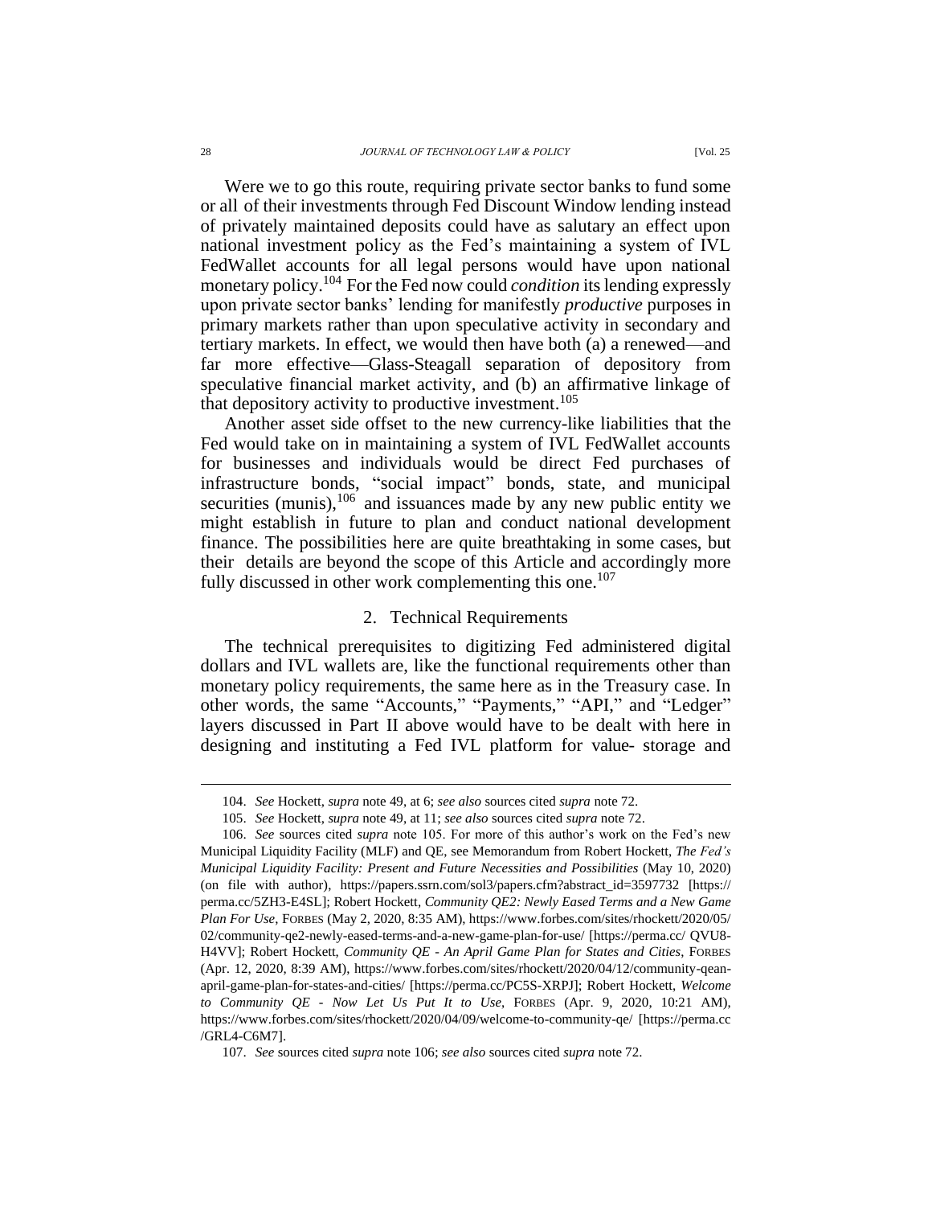Were we to go this route, requiring private sector banks to fund some or all of their investments through Fed Discount Window lending instead of privately maintained deposits could have as salutary an effect upon national investment policy as the Fed's maintaining a system of IVL FedWallet accounts for all legal persons would have upon national monetary policy.[104] For the Fed now could *condition* its lending expressly upon private sector banks' lending for manifestly *productive* purposes in primary markets rather than upon speculative activity in secondary and tertiary markets. In effect, we would then have both (a) a renewed—and far more effective—Glass-Steagall separation of depository from speculative financial market activity, and (b) an affirmative linkage of that depository activity to productive investment.[105]

Another asset side offset to the new currency-like liabilities that the Fed would take on in maintaining a system of IVL FedWallet accounts for businesses and individuals would be direct Fed purchases of infrastructure bonds, "social impact" bonds, state, and municipal securities (munis),[106] and issuances made by any new public entity we might establish in future to plan and conduct national development finance. The possibilities here are quite breathtaking in some cases, but their details are beyond the scope of this Article and accordingly more fully discussed in other work complementing this one.[107]

### 2. Technical Requirements

The technical prerequisites to digitizing Fed administered digital dollars and IVL wallets are, like the functional requirements other than monetary policy requirements, the same here as in the Treasury case. In other words, the same "Accounts," "Payments," "API," and "Ledger" layers discussed in Part II above would have to be dealt with here in designing and instituting a Fed IVL platform for value- storage and

---

104. *See* Hockett, *supra* note 49, at 6; *see also* sources cited *supra* note 72.

105. *See* Hockett, *supra* note 49, at 11; *see also* sources cited *supra* note 72.

106. *See* sources cited *supra* note 105. For more of this author's work on the Fed's new Municipal Liquidity Facility (MLF) and QE, see Memorandum from Robert Hockett, *The Fed's Municipal Liquidity Facility: Present and Future Necessities and Possibilities* (May 10, 2020) (on file with author), https://papers.ssrn.com/sol3/papers.cfm?abstract_id=3597732 [https://perma.cc/5ZH3-E4SL]; Robert Hockett, *Community QE2: Newly Eased Terms and a New Game Plan For Use*, FORBES (May 2, 2020, 8:35 AM), https://www.forbes.com/sites/rhockett/2020/05/02/community-qe2-newly-eased-terms-and-a-new-game-plan-for-use/ [https://perma.cc/ QVU8-H4VV]; Robert Hockett, *Community QE - An April Game Plan for States and Cities*, FORBES (Apr. 12, 2020, 8:39 AM), https://www.forbes.com/sites/rhockett/2020/04/12/community-qean-april-game-plan-for-states-and-cities/ [https://perma.cc/PC5S-XRPJ]; Robert Hockett, *Welcome to Community QE - Now Let Us Put It to Use*, FORBES (Apr. 9, 2020, 10:21 AM), https://www.forbes.com/sites/rhockett/2020/04/09/welcome-to-community-qe/ [https://perma.cc/GRL4-C6M7].

107. *See* sources cited *supra* note 106; *see also* sources cited *supra* note 72.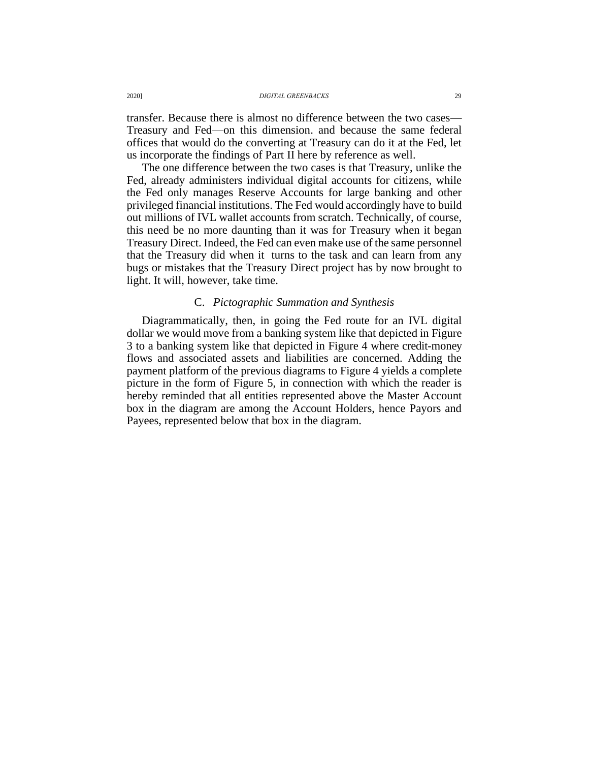transfer. Because there is almost no difference between the two cases—Treasury and Fed—on this dimension. and because the same federal offices that would do the converting at Treasury can do it at the Fed, let us incorporate the findings of Part II here by reference as well.

The one difference between the two cases is that Treasury, unlike the Fed, already administers individual digital accounts for citizens, while the Fed only manages Reserve Accounts for large banking and other privileged financial institutions. The Fed would accordingly have to build out millions of IVL wallet accounts from scratch. Technically, of course, this need be no more daunting than it was for Treasury when it began Treasury Direct. Indeed, the Fed can even make use of the same personnel that the Treasury did when it turns to the task and can learn from any bugs or mistakes that the Treasury Direct project has by now brought to light. It will, however, take time.

### C. *Pictographic Summation and Synthesis*

Diagrammatically, then, in going the Fed route for an IVL digital dollar we would move from a banking system like that depicted in Figure 3 to a banking system like that depicted in Figure 4 where credit-money flows and associated assets and liabilities are concerned. Adding the payment platform of the previous diagrams to Figure 4 yields a complete picture in the form of Figure 5, in connection with which the reader is hereby reminded that all entities represented above the Master Account box in the diagram are among the Account Holders, hence Payors and Payees, represented below that box in the diagram.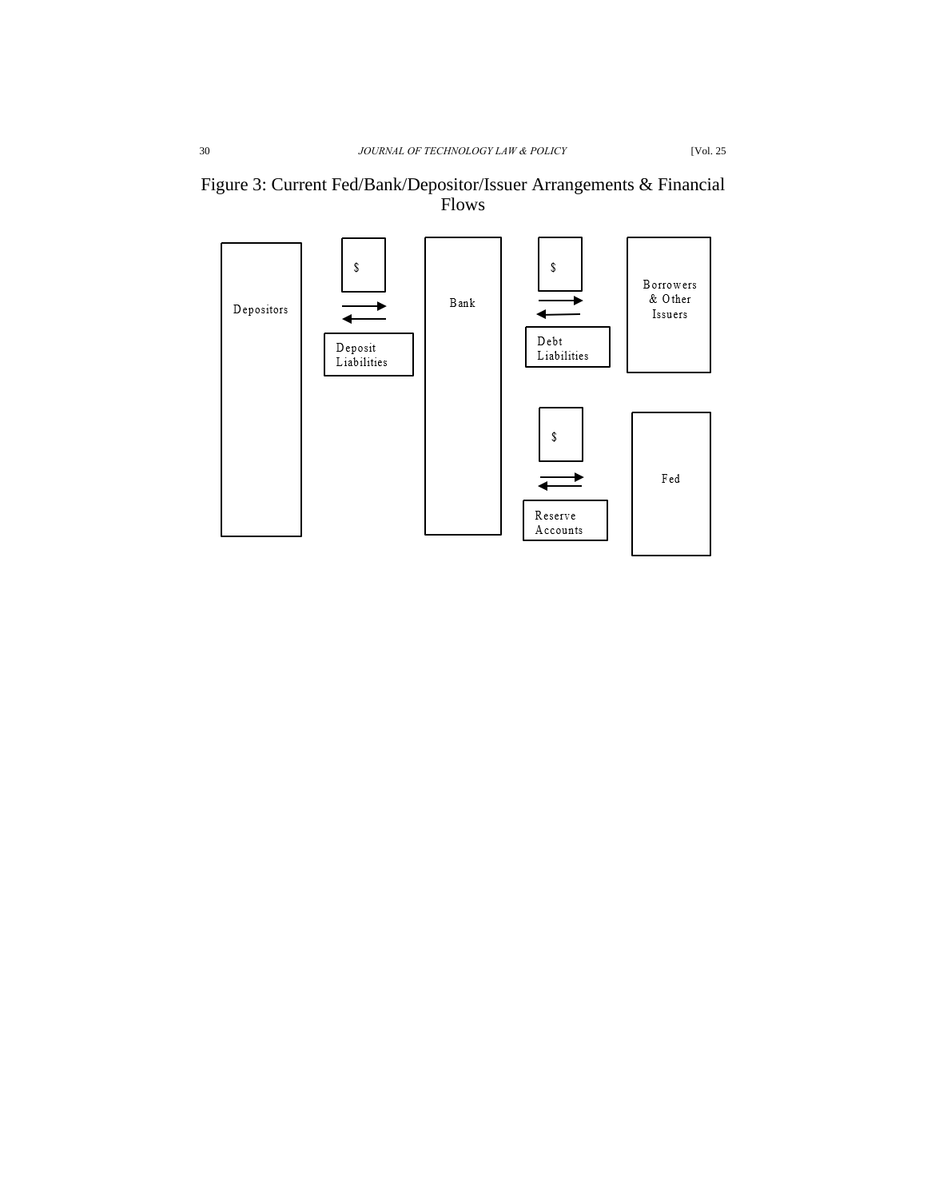Figure 3: Current Fed/Bank/Depositor/Issuer Arrangements & Financial Flows

Depositors

$

Deposit Liabilities

Bank

$

Debt Liabilities

Borrowers & Other Issuers

$

Reserve Accounts

Fed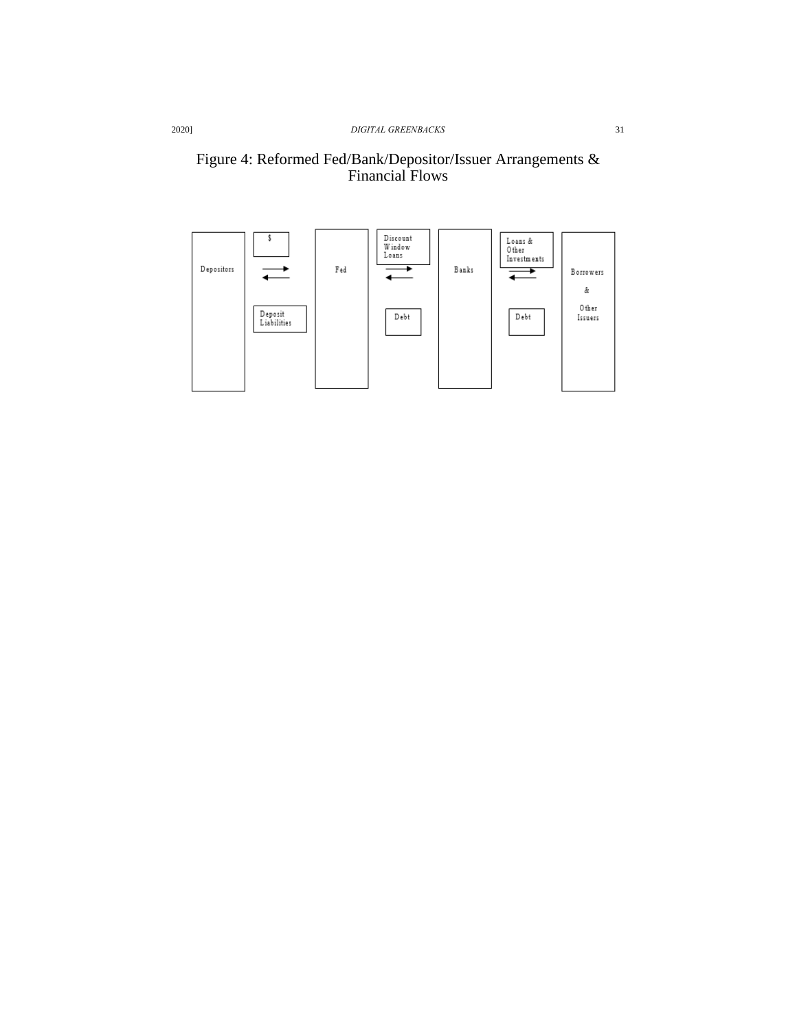Figure 4: Reformed Fed/Bank/Depositor/Issuer Arrangements & Financial Flows

Depositors

$

Deposit Liabilities

Fed

Discount Window Loans

Debt

Banks

Loans & Other Investments

Debt

Borrowers & Other Issuers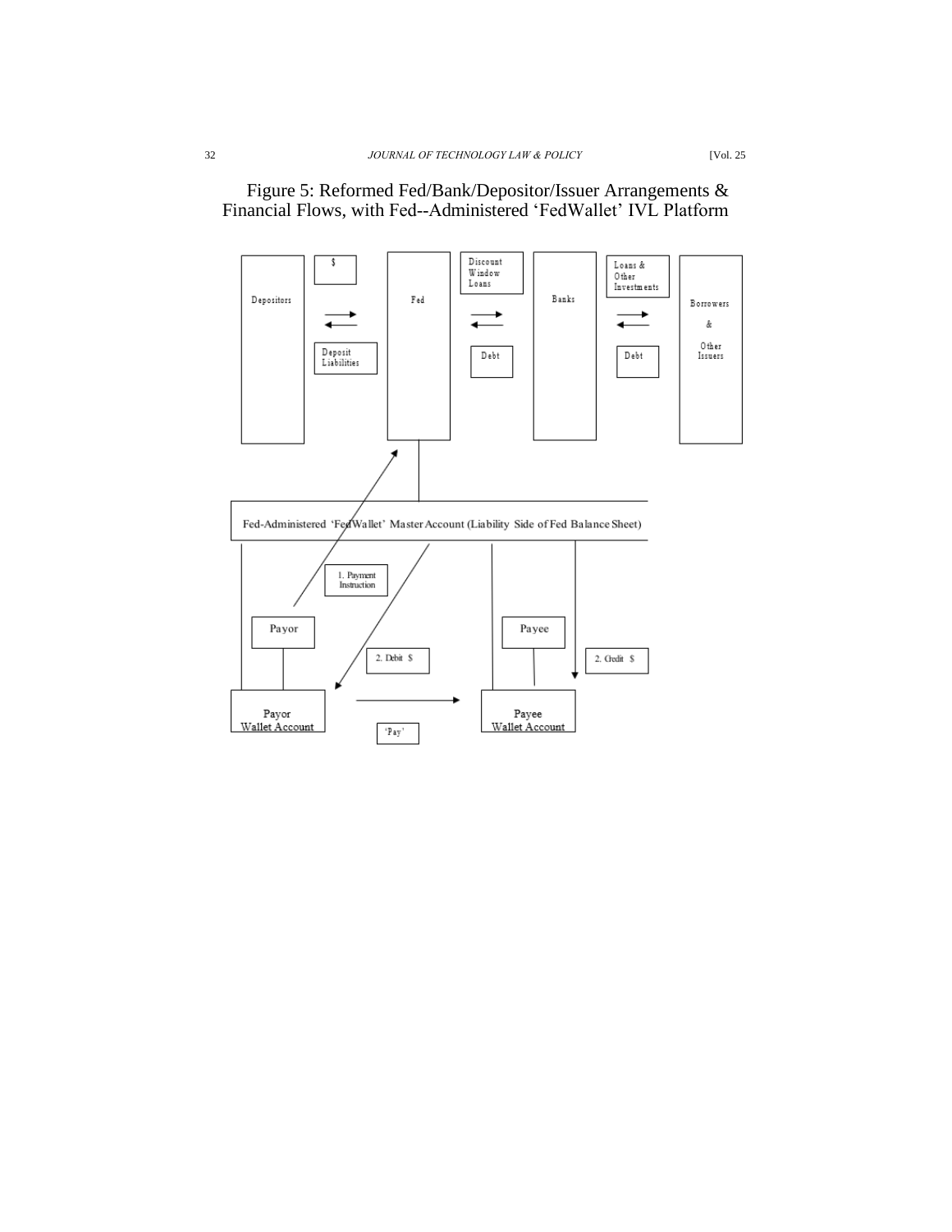Figure 5: Reformed Fed/Bank/Depositor/Issuer Arrangements & Financial Flows, with Fed--Administered 'FedWallet' IVL Platform

Depositors

$

Deposit Liabilities

Fed

Discount Window Loans

Debt

Banks

Loans & Other Investments

Debt

Borrowers & Other Issuers

Fed-Administered 'FedWallet' Master Account (Liability Side of Fed Balance Sheet)

1. Payment Instruction

Payor

2. Debit $

Payee

2. Credit $

Payor Wallet Account

'Pay'

Payee Wallet Account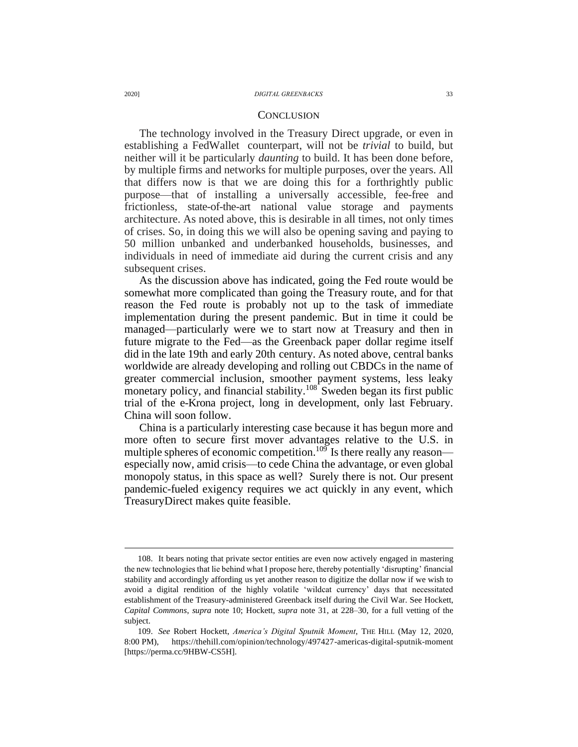## CONCLUSION

The technology involved in the Treasury Direct upgrade, or even in establishing a FedWallet counterpart, will not be *trivial* to build, but neither will it be particularly *daunting* to build. It has been done before, by multiple firms and networks for multiple purposes, over the years. All that differs now is that we are doing this for a forthrightly public purpose—that of installing a universally accessible, fee-free and frictionless, state-of-the-art national value storage and payments architecture. As noted above, this is desirable in all times, not only times of crises. So, in doing this we will also be opening saving and paying to 50 million unbanked and underbanked households, businesses, and individuals in need of immediate aid during the current crisis and any subsequent crises.

As the discussion above has indicated, going the Fed route would be somewhat more complicated than going the Treasury route, and for that reason the Fed route is probably not up to the task of immediate implementation during the present pandemic. But in time it could be managed—particularly were we to start now at Treasury and then in future migrate to the Fed—as the Greenback paper dollar regime itself did in the late 19th and early 20th century. As noted above, central banks worldwide are already developing and rolling out CBDCs in the name of greater commercial inclusion, smoother payment systems, less leaky monetary policy, and financial stability.[108] Sweden began its first public trial of the e-Krona project, long in development, only last February. China will soon follow.

China is a particularly interesting case because it has begun more and more often to secure first mover advantages relative to the U.S. in multiple spheres of economic competition.[109] Is there really any reason—especially now, amid crisis—to cede China the advantage, or even global monopoly status, in this space as well? Surely there is not. Our present pandemic-fueled exigency requires we act quickly in any event, which TreasuryDirect makes quite feasible.

---

108. It bears noting that private sector entities are even now actively engaged in mastering the new technologies that lie behind what I propose here, thereby potentially 'disrupting' financial stability and accordingly affording us yet another reason to digitize the dollar now if we wish to avoid a digital rendition of the highly volatile 'wildcat currency' days that necessitated establishment of the Treasury-administered Greenback itself during the Civil War. See Hockett, *Capital Commons*, *supra* note 10; Hockett, *supra* note 31, at 228–30, for a full vetting of the subject.

109. *See* Robert Hockett, *America's Digital Sputnik Moment*, THE HILL (May 12, 2020, 8:00 PM), https://thehill.com/opinion/technology/497427-americas-digital-sputnik-moment [https://perma.cc/9HBW-CS5H].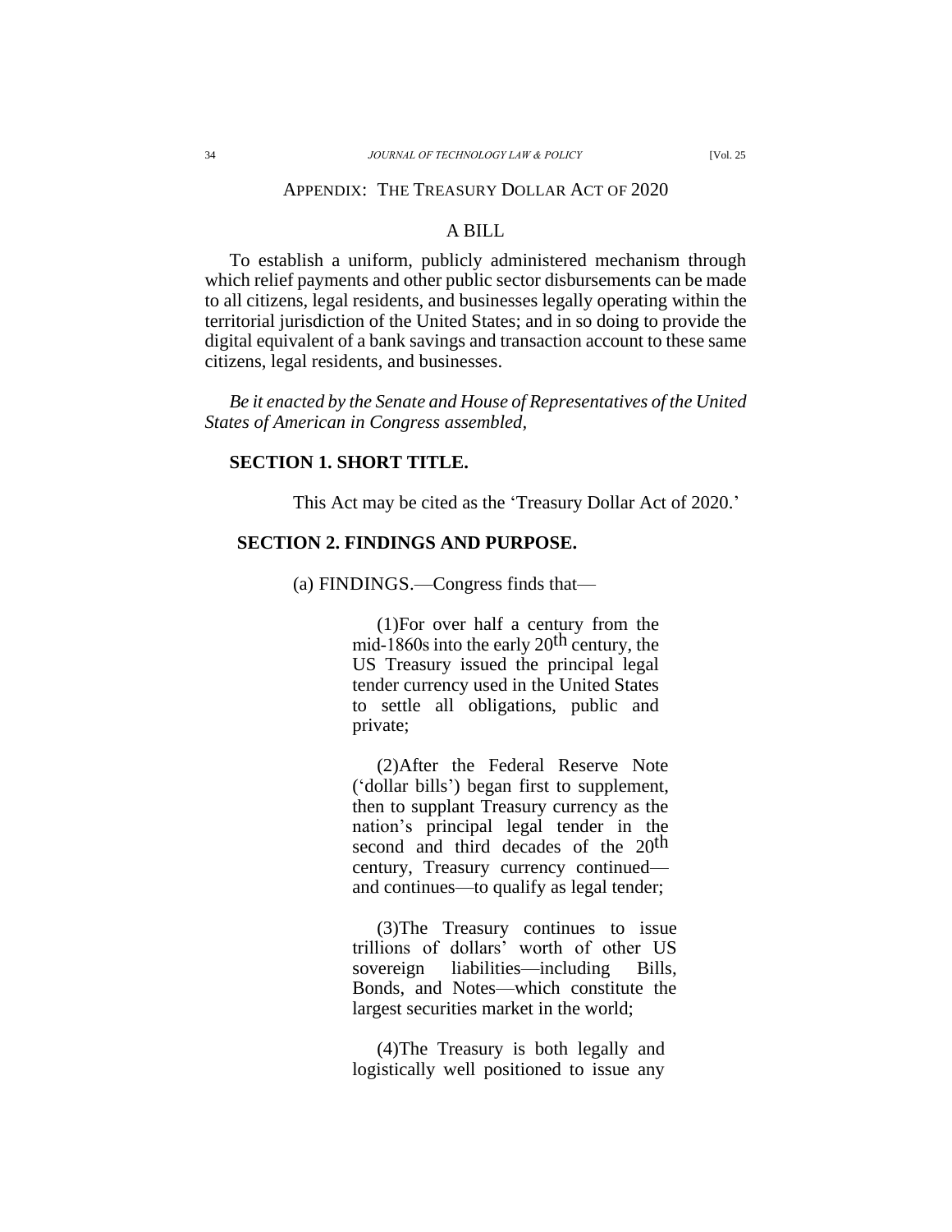APPENDIX: THE TREASURY DOLLAR ACT OF 2020

A BILL

To establish a uniform, publicly administered mechanism through which relief payments and other public sector disbursements can be made to all citizens, legal residents, and businesses legally operating within the territorial jurisdiction of the United States; and in so doing to provide the digital equivalent of a bank savings and transaction account to these same citizens, legal residents, and businesses.

*Be it enacted by the Senate and House of Representatives of the United States of American in Congress assembled,*

**SECTION 1. SHORT TITLE.**

This Act may be cited as the 'Treasury Dollar Act of 2020.'

**SECTION 2. FINDINGS AND PURPOSE.**

(a) FINDINGS.—Congress finds that—

(1)For over half a century from the mid-1860s into the early 20th century, the US Treasury issued the principal legal tender currency used in the United States to settle all obligations, public and private;

(2)After the Federal Reserve Note ('dollar bills') began first to supplement, then to supplant Treasury currency as the nation's principal legal tender in the second and third decades of the 20th century, Treasury currency continued—and continues—to qualify as legal tender;

(3)The Treasury continues to issue trillions of dollars' worth of other US sovereign liabilities—including Bills, Bonds, and Notes—which constitute the largest securities market in the world;

(4)The Treasury is both legally and logistically well positioned to issue any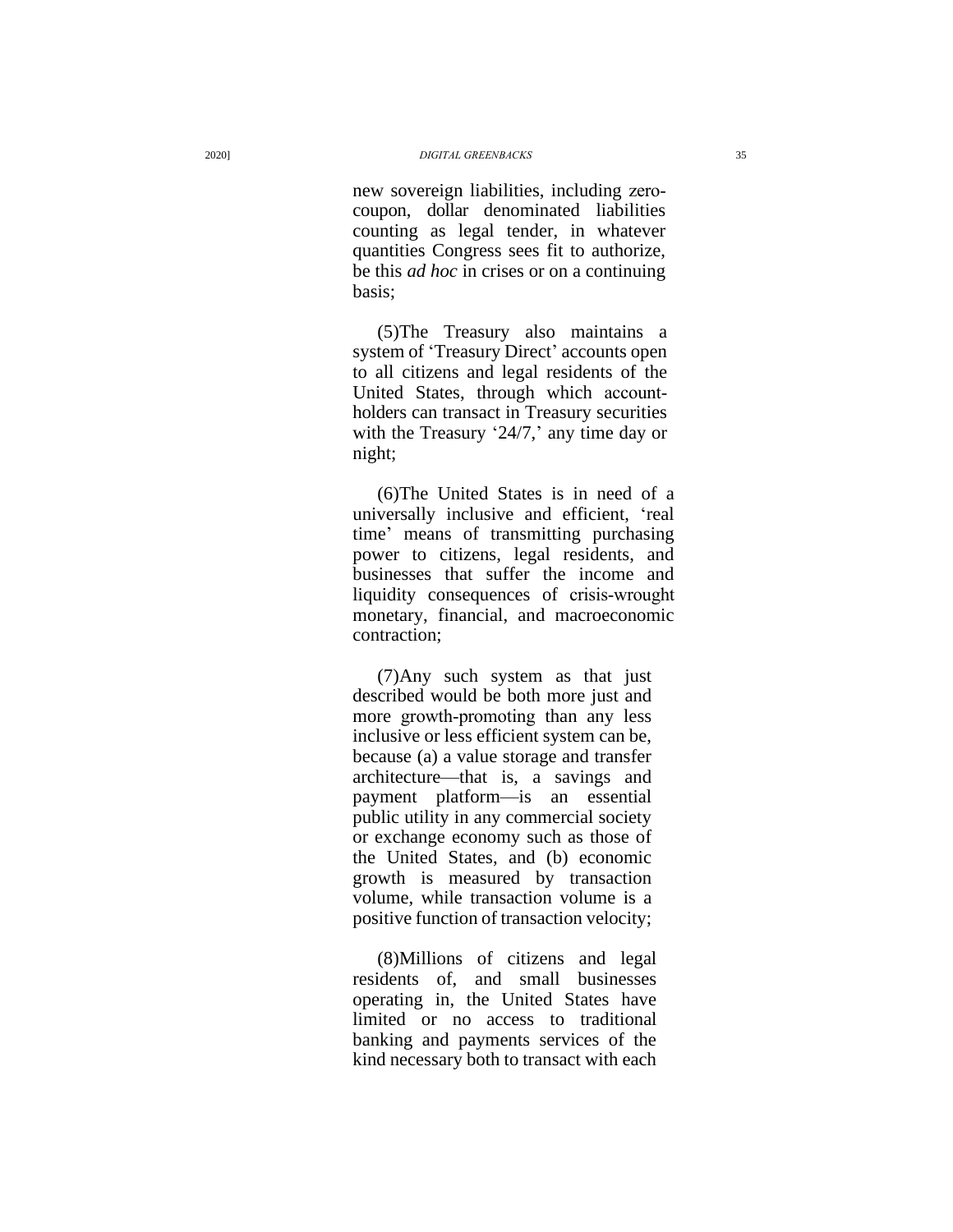new sovereign liabilities, including zero-coupon, dollar denominated liabilities counting as legal tender, in whatever quantities Congress sees fit to authorize, be this *ad hoc* in crises or on a continuing basis;

(5)The Treasury also maintains a system of 'Treasury Direct' accounts open to all citizens and legal residents of the United States, through which account-holders can transact in Treasury securities with the Treasury '24/7,' any time day or night;

(6)The United States is in need of a universally inclusive and efficient, 'real time' means of transmitting purchasing power to citizens, legal residents, and businesses that suffer the income and liquidity consequences of crisis-wrought monetary, financial, and macroeconomic contraction;

(7)Any such system as that just described would be both more just and more growth-promoting than any less inclusive or less efficient system can be, because (a) a value storage and transfer architecture—that is, a savings and payment platform—is an essential public utility in any commercial society or exchange economy such as those of the United States, and (b) economic growth is measured by transaction volume, while transaction volume is a positive function of transaction velocity;

(8)Millions of citizens and legal residents of, and small businesses operating in, the United States have limited or no access to traditional banking and payments services of the kind necessary both to transact with each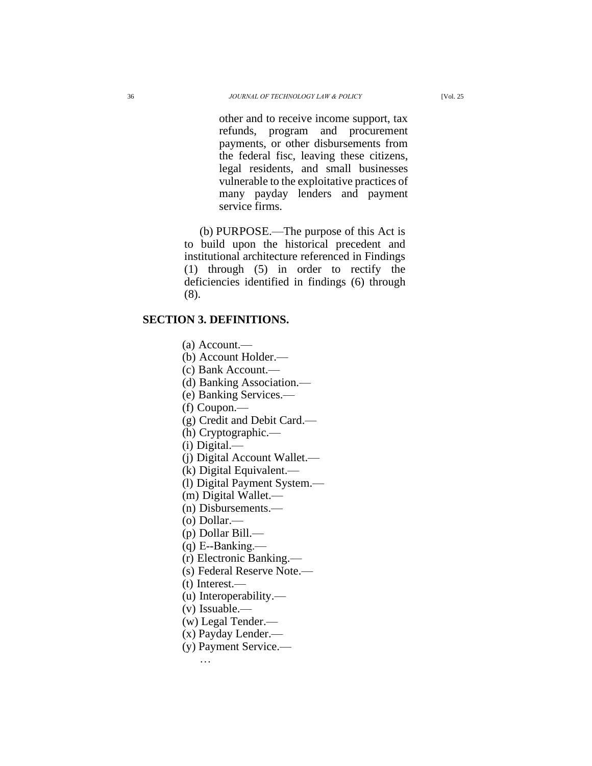other and to receive income support, tax refunds, program and procurement payments, or other disbursements from the federal fisc, leaving these citizens, legal residents, and small businesses vulnerable to the exploitative practices of many payday lenders and payment service firms.

(b) PURPOSE.—The purpose of this Act is to build upon the historical precedent and institutional architecture referenced in Findings (1) through (5) in order to rectify the deficiencies identified in findings (6) through (8).

## SECTION 3. DEFINITIONS.

(a) Account.—
(b) Account Holder.—
(c) Bank Account.—
(d) Banking Association.—
(e) Banking Services.—
(f) Coupon.—
(g) Credit and Debit Card.—
(h) Cryptographic.—
(i) Digital.—
(j) Digital Account Wallet.—
(k) Digital Equivalent.—
(l) Digital Payment System.—
(m) Digital Wallet.—
(n) Disbursements.—
(o) Dollar.—
(p) Dollar Bill.—
(q) E--Banking.—
(r) Electronic Banking.—
(s) Federal Reserve Note.—
(t) Interest.—
(u) Interoperability.—
(v) Issuable.—
(w) Legal Tender.—
(x) Payday Lender.—
(y) Payment Service.—
…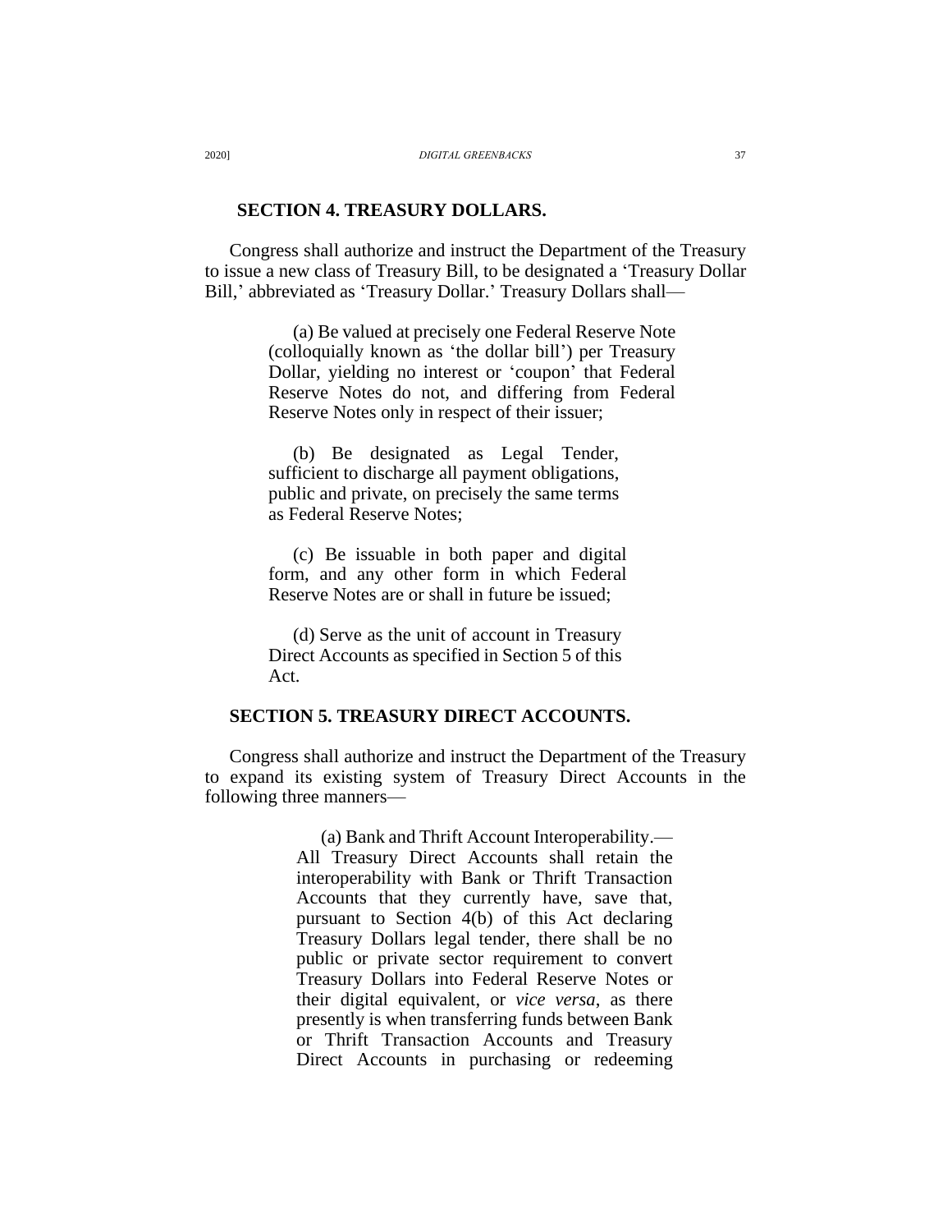## SECTION 4. TREASURY DOLLARS.

Congress shall authorize and instruct the Department of the Treasury to issue a new class of Treasury Bill, to be designated a 'Treasury Dollar Bill,' abbreviated as 'Treasury Dollar.' Treasury Dollars shall—

> (a) Be valued at precisely one Federal Reserve Note (colloquially known as 'the dollar bill') per Treasury Dollar, yielding no interest or 'coupon' that Federal Reserve Notes do not, and differing from Federal Reserve Notes only in respect of their issuer;
>
> (b) Be designated as Legal Tender, sufficient to discharge all payment obligations, public and private, on precisely the same terms as Federal Reserve Notes;
>
> (c) Be issuable in both paper and digital form, and any other form in which Federal Reserve Notes are or shall in future be issued;
>
> (d) Serve as the unit of account in Treasury Direct Accounts as specified in Section 5 of this Act.

## SECTION 5. TREASURY DIRECT ACCOUNTS.

Congress shall authorize and instruct the Department of the Treasury to expand its existing system of Treasury Direct Accounts in the following three manners—

> (a) Bank and Thrift Account Interoperability.— All Treasury Direct Accounts shall retain the interoperability with Bank or Thrift Transaction Accounts that they currently have, save that, pursuant to Section 4(b) of this Act declaring Treasury Dollars legal tender, there shall be no public or private sector requirement to convert Treasury Dollars into Federal Reserve Notes or their digital equivalent, or *vice versa*, as there presently is when transferring funds between Bank or Thrift Transaction Accounts and Treasury Direct Accounts in purchasing or redeeming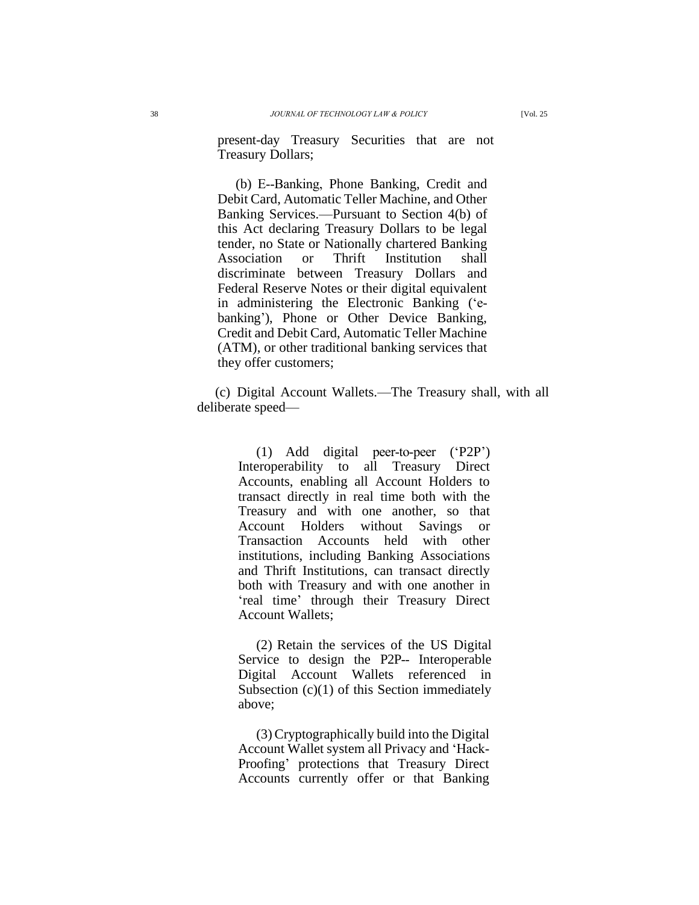present-day Treasury Securities that are not Treasury Dollars;

(b) E--Banking, Phone Banking, Credit and Debit Card, Automatic Teller Machine, and Other Banking Services.—Pursuant to Section 4(b) of this Act declaring Treasury Dollars to be legal tender, no State or Nationally chartered Banking Association or Thrift Institution shall discriminate between Treasury Dollars and Federal Reserve Notes or their digital equivalent in administering the Electronic Banking ('e-banking'), Phone or Other Device Banking, Credit and Debit Card, Automatic Teller Machine (ATM), or other traditional banking services that they offer customers;

(c) Digital Account Wallets.—The Treasury shall, with all deliberate speed—

(1) Add digital peer-to-peer ('P2P') Interoperability to all Treasury Direct Accounts, enabling all Account Holders to transact directly in real time both with the Treasury and with one another, so that Account Holders without Savings or Transaction Accounts held with other institutions, including Banking Associations and Thrift Institutions, can transact directly both with Treasury and with one another in 'real time' through their Treasury Direct Account Wallets;

(2) Retain the services of the US Digital Service to design the P2P-- Interoperable Digital Account Wallets referenced in Subsection (c)(1) of this Section immediately above;

(3) Cryptographically build into the Digital Account Wallet system all Privacy and 'Hack-Proofing' protections that Treasury Direct Accounts currently offer or that Banking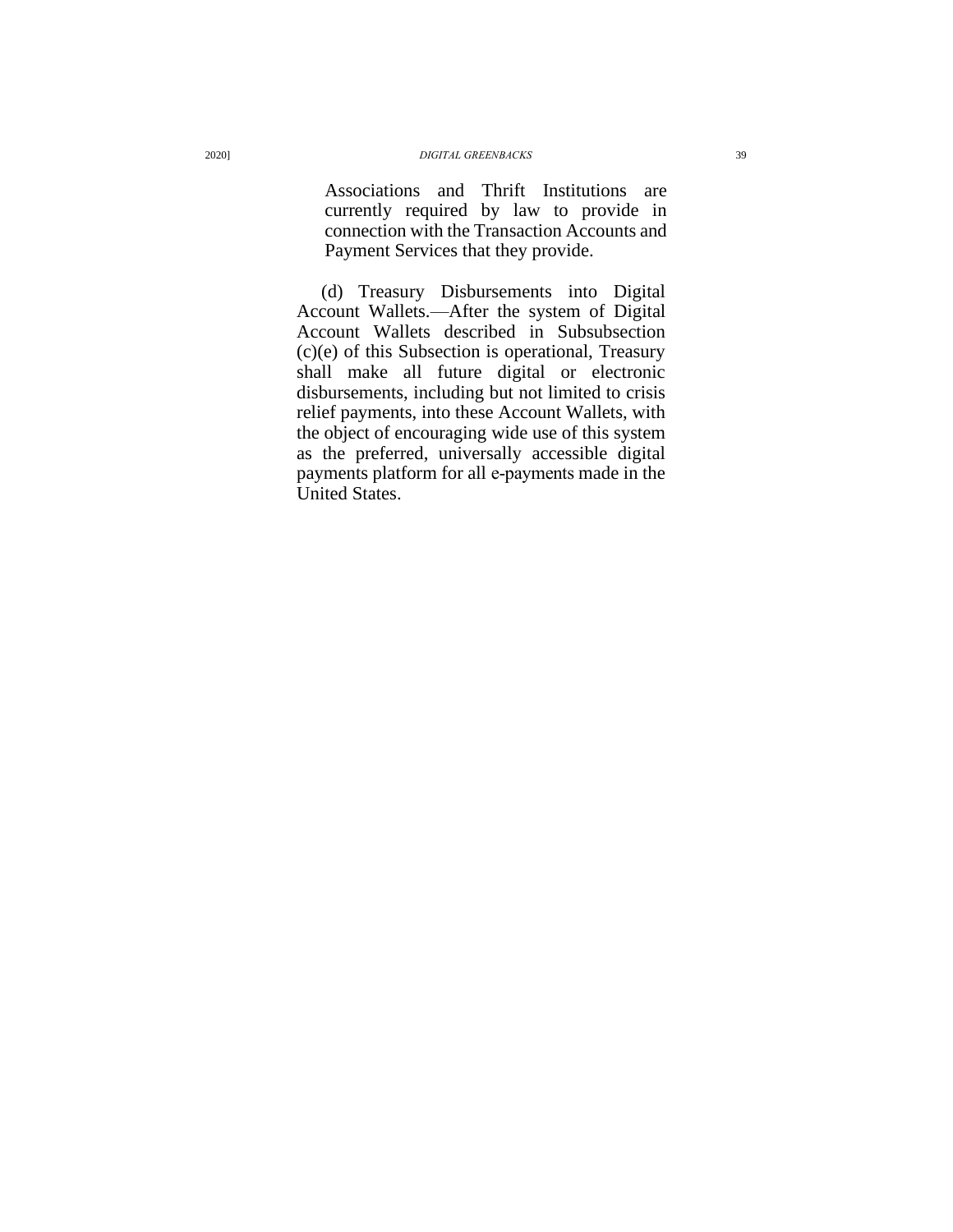Associations and Thrift Institutions are currently required by law to provide in connection with the Transaction Accounts and Payment Services that they provide.

(d) Treasury Disbursements into Digital Account Wallets.—After the system of Digital Account Wallets described in Subsubsection (c)(e) of this Subsection is operational, Treasury shall make all future digital or electronic disbursements, including but not limited to crisis relief payments, into these Account Wallets, with the object of encouraging wide use of this system as the preferred, universally accessible digital payments platform for all e-payments made in the United States.